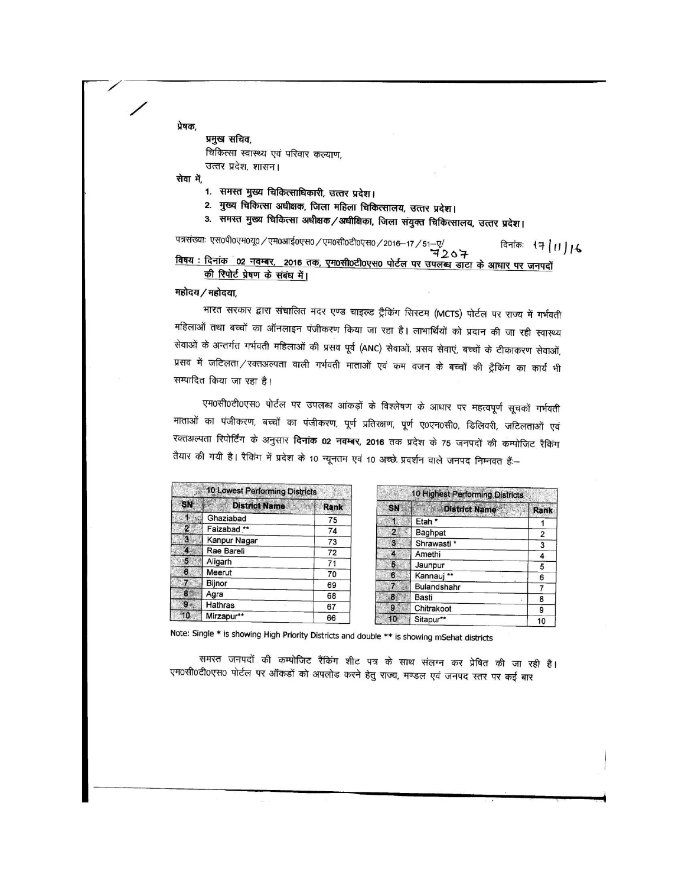प्रेषक,

**प्रमुख सचिव,**
चिकित्सा स्वास्थ्य एवं परिवार कल्याण,
उत्तर प्रदेश, शासन।

सेवा में,

1. **समस्त मुख्य चिकित्साधिकारी, उत्तर प्रदेश।**
2. **मुख्य चिकित्सा अधीक्षक, जिला महिला चिकित्सालय, उत्तर प्रदेश।**
3. **समस्त मुख्य चिकित्सा अधीक्षक/अधीक्षिका, जिला संयुक्त चिकित्सालय, उत्तर प्रदेश।**

पत्रसंख्याः एस0पी0एम0यू0/एम0आई0एस0/एम0सी0टी0एस0/2016–17/51–ए/7207 दिनांकः 17/11/16

**विषय : दिनांक 02 नवम्बर, 2016 तक, एम0सी0टी0एस0 पोर्टल पर उपलब्ध डाटा के आधार पर जनपदों की रिपोर्ट प्रेषण के संबंध में।**

**महोदय/महोदया,**

भारत सरकार द्वारा संचालित मदर एण्ड चाइल्ड ट्रैकिंग सिस्टम (MCTS) पोर्टल पर राज्य में गर्भवती महिलाओं तथा बच्चों का ऑनलाइन पंजीकरण किया जा रहा है। लाभार्थियों को प्रदान की जा रही स्वास्थ्य सेवाओं के अन्तर्गत गर्भवती महिलाओं की प्रसव पूर्व (ANC) सेवाओं, प्रसव सेवाएं, बच्चों के टीकाकरण सेवाओं, प्रसव में जटिलता/रक्तअल्पता वाली गर्भवती माताओं एवं कम वजन के बच्चों की ट्रैकिंग का कार्य भी सम्पादित किया जा रहा है।

एम0सी0टी0एस0 पोर्टल पर उपलब्ध आंकड़ों के विश्लेषण के आधार पर महत्वपूर्ण सूचकों गर्भवती माताओं का पंजीकरण, बच्चों का पंजीकरण, पूर्ण प्रतिरक्षण, पूर्ण ए0एन0सी0, डिलिवरी, जटिलताओं एवं रक्तअल्पता रिपोर्टिंग के अनुसार **दिनांक 02 नवम्बर, 2016** तक प्रदेश के 75 जनपदों की कम्पोजिट रैकिंग तैयार की गयी है। रैकिंग में प्रदेश के 10 न्यूनतम एवं 10 अच्छे प्रदर्शन वाले जनपद निम्नवत हैं:–

**10 Lowest Performing Districts**

| SN | District Name | Rank |
|---|---|---|
| 1 | Ghaziabad | 75 |
| 2 | Faizabad ** | 74 |
| 3 | Kanpur Nagar | 73 |
| 4 | Rae Bareli | 72 |
| 5 | Aligarh | 71 |
| 6 | Meerut | 70 |
| 7 | Bijnor | 69 |
| 8 | Agra | 68 |
| 9 | Hathras | 67 |
| 10 | Mirzapur** | 66 |

**10 Highest Performing Districts**

| SN | District Name | Rank |
|---|---|---|
| 1 | Etah * | 1 |
| 2 | Baghpat | 2 |
| 3 | Shrawasti * | 3 |
| 4 | Amethi | 4 |
| 5 | Jaunpur | 5 |
| 6 | Kannauj ** | 6 |
| 7 | Bulandshahr | 7 |
| 8 | Basti | 8 |
| 9 | Chitrakoot | 9 |
| 10 | Sitapur** | 10 |

Note: Single * is showing High Priority Districts and double ** is showing mSehat districts

समस्त जनपदों की कम्पोजिट रैंकिंग शीट पत्र के साथ संलग्न कर प्रेषित की जा रही है। एम0सी0टी0एस0 पोर्टल पर ऑकड़ों को अपलोड करने हेतु राज्य, मण्डल एवं जनपद स्तर पर कई बार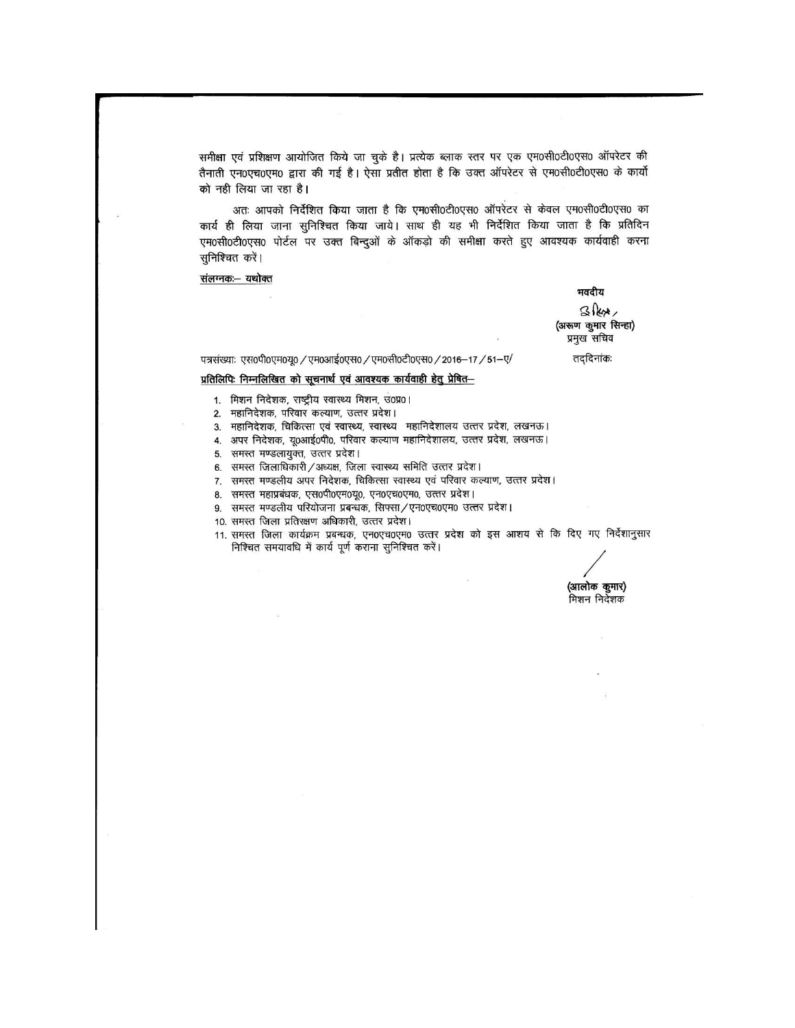समीक्षा एवं प्रशिक्षण आयोजित किये जा चुके है। प्रत्येक ब्लाक स्तर पर एक एम0सी0टी0एस0 ऑपरेटर की तैनाती एन0एच0एम0 द्वारा की गई है। ऐसा प्रतीत होता है कि उक्त ऑपरेटर से एम0सी0टी0एस0 के कार्यो को नही लिया जा रहा है।

अतः आपको निर्देशित किया जाता है कि एम0सी0टी0एस0 ऑपरेटर से केवल एम0सी0टी0एस0 का कार्य ही लिया जाना सुनिश्चित किया जाये। साथ ही यह भी निर्देशित किया जाता है कि प्रतिदिन एम0सी0टी0एस0 पोर्टल पर उक्त बिन्दुओं के ऑकड़ो की समीक्षा करते हुए आवश्यक कार्यवाही करना सुनिश्चित करें।

संलग्नकः– यथोक्त

भवदीय

(अरूण कुमार सिन्हा)
प्रमुख सचिव

पत्रसंख्याः एस0पी0एम0यू0 / एम0आई0एस0 / एम0सी0टी0एस0 / 2016–17 / 51–ए/ तद्दिनांकः

प्रतिलिपिः निम्नलिखित को सूचनार्थ एवं आवश्यक कार्यवाही हेतु प्रेषित–

1. मिशन निदेशक, राष्ट्रीय स्वास्थ्य मिशन, उ0प्र0।
2. महानिदेशक, परिवार कल्याण, उत्तर प्रदेश।
3. महानिदेशक, चिकित्सा एवं स्वास्थ्य, स्वास्थ्य महानिदेशालय उत्तर प्रदेश, लखनऊ।
4. अपर निदेशक, यू0आई0पी0, परिवार कल्याण महानिदेशालय, उत्तर प्रदेश, लखनऊ।
5. समस्त मण्डलायुक्त, उत्तर प्रदेश।
6. समस्त जिलाधिकारी / अध्यक्ष, जिला स्वास्थ्य समिति उत्तर प्रदेश।
7. समस्त मण्डलीय अपर निदेशक, चिकित्सा स्वास्थ्य एवं परिवार कल्याण, उत्तर प्रदेश।
8. समस्त महाप्रबंधक, एस0पी0एम0यू0, एन0एच0एम0, उत्तर प्रदेश।
9. समस्त मण्डलीय परियोजना प्रबन्धक, सिफ्सा / एन0एच0एम0 उत्तर प्रदेश।
10. समस्त जिला प्रतिरक्षण अधिकारी, उत्तर प्रदेश।
11. समस्त जिला कार्यक्रम प्रबन्धक, एन0एच0एम0 उत्तर प्रदेश को इस आशय से कि दिए गए निर्देशानुसार निश्चित समयावधि में कार्य पूर्ण कराना सुनिश्चित करें।

(आलोक कुमार)
मिशन निदेशक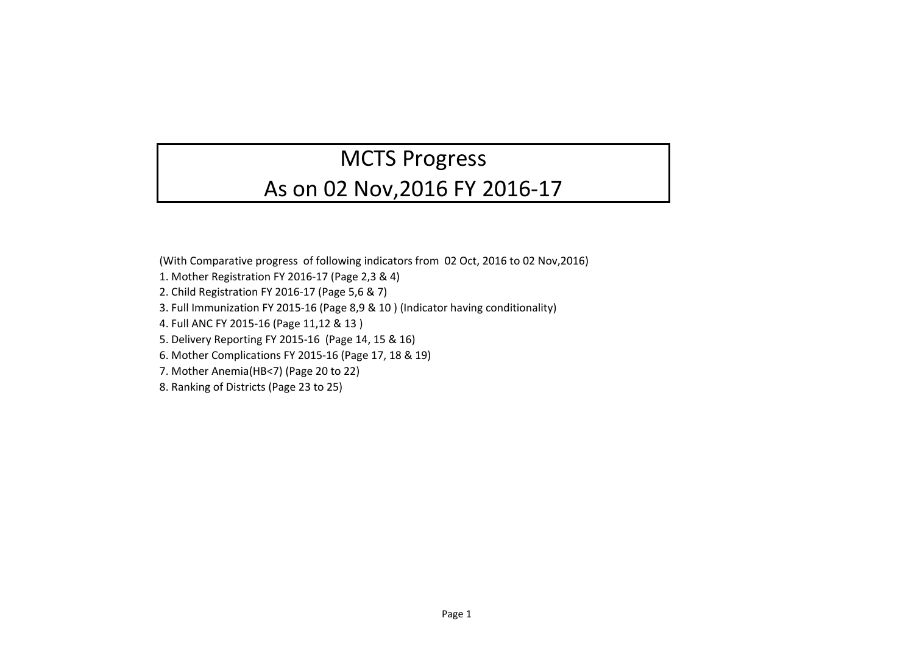# MCTS Progress
# As on 02 Nov,2016 FY 2016-17

(With Comparative progress of following indicators from 02 Oct, 2016 to 02 Nov,2016)

1. Mother Registration FY 2016-17 (Page 2,3 & 4)
2. Child Registration FY 2016-17 (Page 5,6 & 7)
3. Full Immunization FY 2015-16 (Page 8,9 & 10 ) (Indicator having conditionality)
4. Full ANC FY 2015-16 (Page 11,12 & 13 )
5. Delivery Reporting FY 2015-16 (Page 14, 15 & 16)
6. Mother Complications FY 2015-16 (Page 17, 18 & 19)
7. Mother Anemia(HB<7) (Page 20 to 22)
8. Ranking of Districts (Page 23 to 25)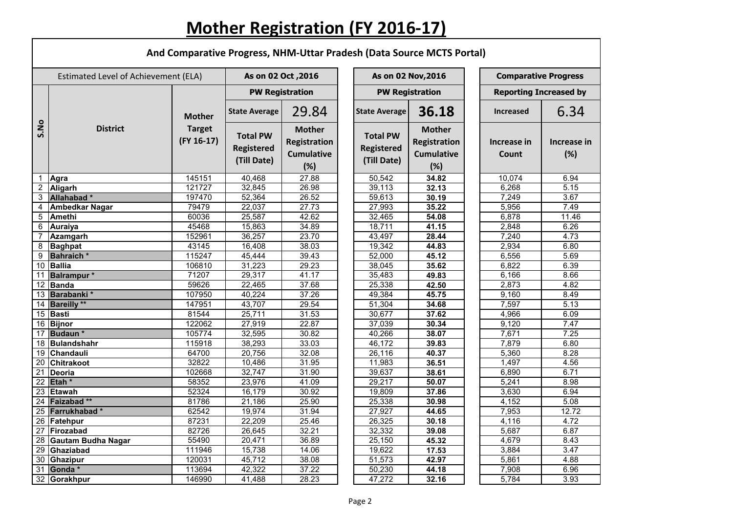# Mother Registration (FY 2016-17)

## And Comparative Progress, NHM-Uttar Pradesh (Data Source MCTS Portal)

| Estimated Level of Achievement (ELA) | | | As on 02 Oct ,2016 | | As on 02 Nov,2016 | | Comparative Progress | |
|---|---|---|---|---|---|---|---|---|
| | | | PW Registration | | PW Registration | | Reporting Increased by | |
| S.No | District | Mother Target (FY 16-17) | State Average | 29.84 | State Average | 36.18 | Increased | 6.34 |
| | | | Total PW Registered (Till Date) | Mother Registration Cumulative (%) | Total PW Registered (Till Date) | Mother Registration Cumulative (%) | Increase in Count | Increase in (%) |
| 1 | Agra | 145151 | 40,468 | 27.88 | 50,542 | **34.82** | 10,074 | 6.94 |
| 2 | Aligarh | 121727 | 32,845 | 26.98 | 39,113 | **32.13** | 6,268 | 5.15 |
| 3 | Allahabad * | 197470 | 52,364 | 26.52 | 59,613 | **30.19** | 7,249 | 3.67 |
| 4 | Ambedkar Nagar | 79479 | 22,037 | 27.73 | 27,993 | **35.22** | 5,956 | 7.49 |
| 5 | Amethi | 60036 | 25,587 | 42.62 | 32,465 | **54.08** | 6,878 | 11.46 |
| 6 | Auraiya | 45468 | 15,863 | 34.89 | 18,711 | **41.15** | 2,848 | 6.26 |
| 7 | Azamgarh | 152961 | 36,257 | 23.70 | 43,497 | **28.44** | 7,240 | 4.73 |
| 8 | Baghpat | 43145 | 16,408 | 38.03 | 19,342 | **44.83** | 2,934 | 6.80 |
| 9 | Bahraich * | 115247 | 45,444 | 39.43 | 52,000 | **45.12** | 6,556 | 5.69 |
| 10 | Ballia | 106810 | 31,223 | 29.23 | 38,045 | **35.62** | 6,822 | 6.39 |
| 11 | Balrampur * | 71207 | 29,317 | 41.17 | 35,483 | **49.83** | 6,166 | 8.66 |
| 12 | Banda | 59626 | 22,465 | 37.68 | 25,338 | **42.50** | 2,873 | 4.82 |
| 13 | Barabanki * | 107950 | 40,224 | 37.26 | 49,384 | **45.75** | 9,160 | 8.49 |
| 14 | Bareilly ** | 147951 | 43,707 | 29.54 | 51,304 | **34.68** | 7,597 | 5.13 |
| 15 | Basti | 81544 | 25,711 | 31.53 | 30,677 | **37.62** | 4,966 | 6.09 |
| 16 | Bijnor | 122062 | 27,919 | 22.87 | 37,039 | **30.34** | 9,120 | 7.47 |
| 17 | Budaun * | 105774 | 32,595 | 30.82 | 40,266 | **38.07** | 7,671 | 7.25 |
| 18 | Bulandshahr | 115918 | 38,293 | 33.03 | 46,172 | **39.83** | 7,879 | 6.80 |
| 19 | Chandauli | 64700 | 20,756 | 32.08 | 26,116 | **40.37** | 5,360 | 8.28 |
| 20 | Chitrakoot | 32822 | 10,486 | 31.95 | 11,983 | **36.51** | 1,497 | 4.56 |
| 21 | Deoria | 102668 | 32,747 | 31.90 | 39,637 | **38.61** | 6,890 | 6.71 |
| 22 | Etah * | 58352 | 23,976 | 41.09 | 29,217 | **50.07** | 5,241 | 8.98 |
| 23 | Etawah | 52324 | 16,179 | 30.92 | 19,809 | **37.86** | 3,630 | 6.94 |
| 24 | Faizabad ** | 81786 | 21,186 | 25.90 | 25,338 | **30.98** | 4,152 | 5.08 |
| 25 | Farrukhabad * | 62542 | 19,974 | 31.94 | 27,927 | **44.65** | 7,953 | 12.72 |
| 26 | Fatehpur | 87231 | 22,209 | 25.46 | 26,325 | **30.18** | 4,116 | 4.72 |
| 27 | Firozabad | 82726 | 26,645 | 32.21 | 32,332 | **39.08** | 5,687 | 6.87 |
| 28 | Gautam Budha Nagar | 55490 | 20,471 | 36.89 | 25,150 | **45.32** | 4,679 | 8.43 |
| 29 | Ghaziabad | 111946 | 15,738 | 14.06 | 19,622 | **17.53** | 3,884 | 3.47 |
| 30 | Ghazipur | 120031 | 45,712 | 38.08 | 51,573 | **42.97** | 5,861 | 4.88 |
| 31 | Gonda * | 113694 | 42,322 | 37.22 | 50,230 | **44.18** | 7,908 | 6.96 |
| 32 | Gorakhpur | 146990 | 41,488 | 28.23 | 47,272 | **32.16** | 5,784 | 3.93 |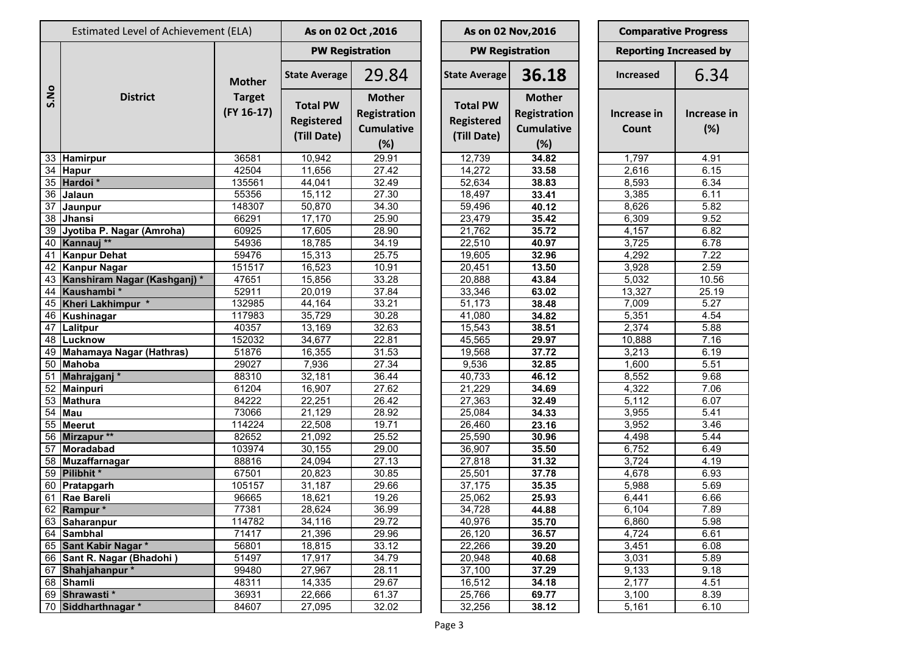| S.No | District | Mother Target (FY 16-17) | As on 02 Oct ,2016 | | As on 02 Nov,2016 | | Comparative Progress | |
|---|---|---|---|---|---|---|---|---|
| | | | PW Registration | | PW Registration | | Reporting Increased by | |
| | | | State Average | 29.84 | State Average | **36.18** | Increased | 6.34 |
| | | | Total PW Registered (Till Date) | Mother Registration Cumulative (%) | Total PW Registered (Till Date) | Mother Registration Cumulative (%) | Increase in Count | Increase in (%) |
| 33 | **Hamirpur** | 36581 | 10,942 | 29.91 | 12,739 | **34.82** | 1,797 | 4.91 |
| 34 | **Hapur** | 42504 | 11,656 | 27.42 | 14,272 | **33.58** | 2,616 | 6.15 |
| 35 | **Hardoi** * | 135561 | 44,041 | 32.49 | 52,634 | **38.83** | 8,593 | 6.34 |
| 36 | **Jalaun** | 55356 | 15,112 | 27.30 | 18,497 | **33.41** | 3,385 | 6.11 |
| 37 | **Jaunpur** | 148307 | 50,870 | 34.30 | 59,496 | **40.12** | 8,626 | 5.82 |
| 38 | **Jhansi** | 66291 | 17,170 | 25.90 | 23,479 | **35.42** | 6,309 | 9.52 |
| 39 | **Jyotiba P. Nagar (Amroha)** | 60925 | 17,605 | 28.90 | 21,762 | **35.72** | 4,157 | 6.82 |
| 40 | **Kannauj** ** | 54936 | 18,785 | 34.19 | 22,510 | **40.97** | 3,725 | 6.78 |
| 41 | **Kanpur Dehat** | 59476 | 15,313 | 25.75 | 19,605 | **32.96** | 4,292 | 7.22 |
| 42 | **Kanpur Nagar** | 151517 | 16,523 | 10.91 | 20,451 | **13.50** | 3,928 | 2.59 |
| 43 | **Kanshiram Nagar (Kashganj)** * | 47651 | 15,856 | 33.28 | 20,888 | **43.84** | 5,032 | 10.56 |
| 44 | **Kaushambi** * | 52911 | 20,019 | 37.84 | 33,346 | **63.02** | 13,327 | 25.19 |
| 45 | **Kheri Lakhimpur** * | 132985 | 44,164 | 33.21 | 51,173 | **38.48** | 7,009 | 5.27 |
| 46 | **Kushinagar** | 117983 | 35,729 | 30.28 | 41,080 | **34.82** | 5,351 | 4.54 |
| 47 | **Lalitpur** | 40357 | 13,169 | 32.63 | 15,543 | **38.51** | 2,374 | 5.88 |
| 48 | **Lucknow** | 152032 | 34,677 | 22.81 | 45,565 | **29.97** | 10,888 | 7.16 |
| 49 | **Mahamaya Nagar (Hathras)** | 51876 | 16,355 | 31.53 | 19,568 | **37.72** | 3,213 | 6.19 |
| 50 | **Mahoba** | 29027 | 7,936 | 27.34 | 9,536 | **32.85** | 1,600 | 5.51 |
| 51 | **Mahrajganj** * | 88310 | 32,181 | 36.44 | 40,733 | **46.12** | 8,552 | 9.68 |
| 52 | **Mainpuri** | 61204 | 16,907 | 27.62 | 21,229 | **34.69** | 4,322 | 7.06 |
| 53 | **Mathura** | 84222 | 22,251 | 26.42 | 27,363 | **32.49** | 5,112 | 6.07 |
| 54 | **Mau** | 73066 | 21,129 | 28.92 | 25,084 | **34.33** | 3,955 | 5.41 |
| 55 | **Meerut** | 114224 | 22,508 | 19.71 | 26,460 | **23.16** | 3,952 | 3.46 |
| 56 | **Mirzapur** ** | 82652 | 21,092 | 25.52 | 25,590 | **30.96** | 4,498 | 5.44 |
| 57 | **Moradabad** | 103974 | 30,155 | 29.00 | 36,907 | **35.50** | 6,752 | 6.49 |
| 58 | **Muzaffarnagar** | 88816 | 24,094 | 27.13 | 27,818 | **31.32** | 3,724 | 4.19 |
| 59 | **Pilibhit** * | 67501 | 20,823 | 30.85 | 25,501 | **37.78** | 4,678 | 6.93 |
| 60 | **Pratapgarh** | 105157 | 31,187 | 29.66 | 37,175 | **35.35** | 5,988 | 5.69 |
| 61 | **Rae Bareli** | 96665 | 18,621 | 19.26 | 25,062 | **25.93** | 6,441 | 6.66 |
| 62 | **Rampur** * | 77381 | 28,624 | 36.99 | 34,728 | **44.88** | 6,104 | 7.89 |
| 63 | **Saharanpur** | 114782 | 34,116 | 29.72 | 40,976 | **35.70** | 6,860 | 5.98 |
| 64 | **Sambhal** | 71417 | 21,396 | 29.96 | 26,120 | **36.57** | 4,724 | 6.61 |
| 65 | **Sant Kabir Nagar** * | 56801 | 18,815 | 33.12 | 22,266 | **39.20** | 3,451 | 6.08 |
| 66 | **Sant R. Nagar (Bhadohi )** | 51497 | 17,917 | 34.79 | 20,948 | **40.68** | 3,031 | 5.89 |
| 67 | **Shahjahanpur** * | 99480 | 27,967 | 28.11 | 37,100 | **37.29** | 9,133 | 9.18 |
| 68 | **Shamli** | 48311 | 14,335 | 29.67 | 16,512 | **34.18** | 2,177 | 4.51 |
| 69 | **Shrawasti** * | 36931 | 22,666 | 61.37 | 25,766 | **69.77** | 3,100 | 8.39 |
| 70 | **Siddharthnagar** * | 84607 | 27,095 | 32.02 | 32,256 | **38.12** | 5,161 | 6.10 |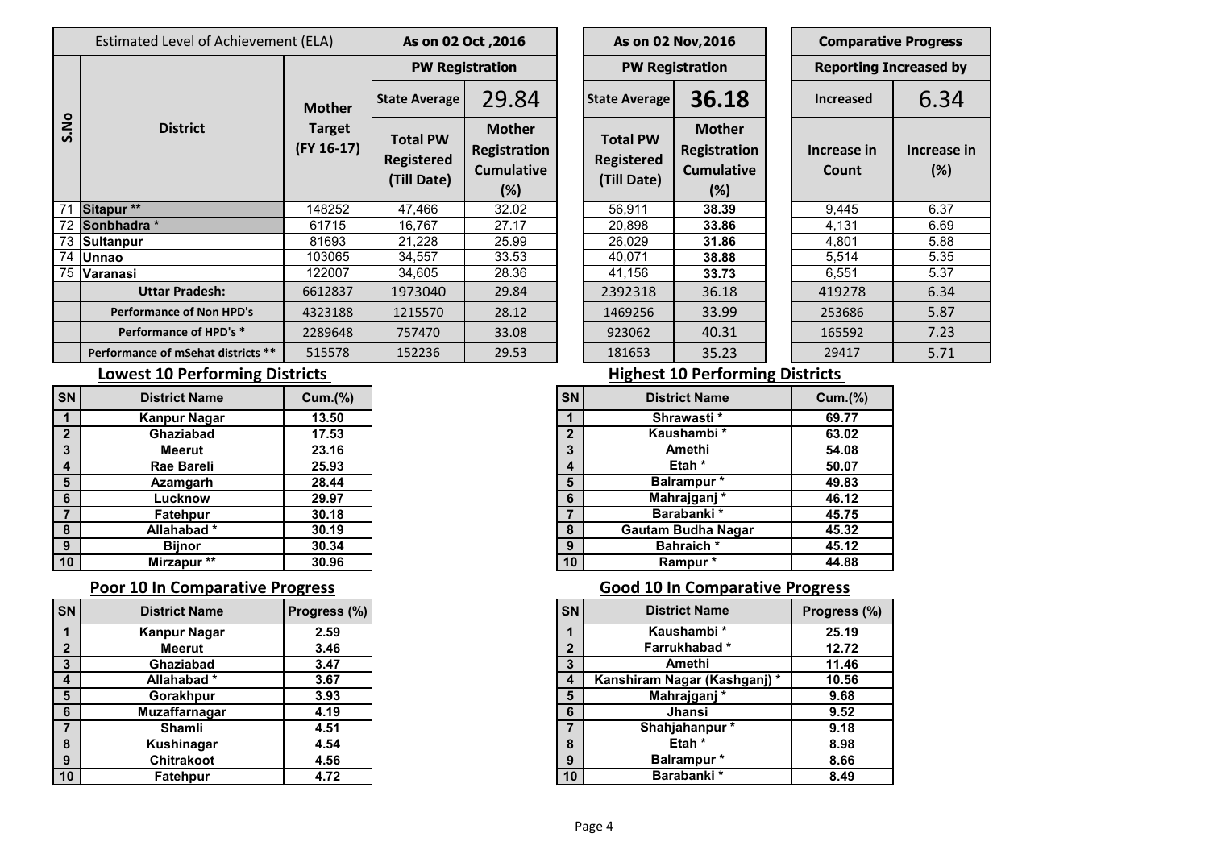| Estimated Level of Achievement (ELA) | | | As on 02 Oct ,2016 | | As on 02 Nov,2016 | | Comparative Progress | |
|---|---|---|---|---|---|---|---|---|
| | | | PW Registration | | PW Registration | | Reporting Increased by | |
| | | | State Average | 29.84 | State Average | 36.18 | Increased | 6.34 |
| S.No | District | Mother Target (FY 16-17) | Total PW Registered (Till Date) | Mother Registration Cumulative (%) | Total PW Registered (Till Date) | Mother Registration Cumulative (%) | Increase in Count | Increase in (%) |
| 71 | Sitapur ** | 148252 | 47,466 | 32.02 | 56,911 | **38.39** | 9,445 | 6.37 |
| 72 | Sonbhadra * | 61715 | 16,767 | 27.17 | 20,898 | **33.86** | 4,131 | 6.69 |
| 73 | Sultanpur | 81693 | 21,228 | 25.99 | 26,029 | **31.86** | 4,801 | 5.88 |
| 74 | Unnao | 103065 | 34,557 | 33.53 | 40,071 | **38.88** | 5,514 | 5.35 |
| 75 | Varanasi | 122007 | 34,605 | 28.36 | 41,156 | **33.73** | 6,551 | 5.37 |
| | **Uttar Pradesh:** | 6612837 | 1973040 | 29.84 | 2392318 | 36.18 | 419278 | 6.34 |
| | **Performance of Non HPD's** | 4323188 | 1215570 | 28.12 | 1469256 | 33.99 | 253686 | 5.87 |
| | **Performance of HPD's *** | 2289648 | 757470 | 33.08 | 923062 | 40.31 | 165592 | 7.23 |
| | **Performance of mSehat districts **** | 515578 | 152236 | 29.53 | 181653 | 35.23 | 29417 | 5.71 |

## Lowest 10 Performing Districts

| SN | District Name | Cum.(%) |
|---|---|---|
| 1 | Kanpur Nagar | 13.50 |
| 2 | Ghaziabad | 17.53 |
| 3 | Meerut | 23.16 |
| 4 | Rae Bareli | 25.93 |
| 5 | Azamgarh | 28.44 |
| 6 | Lucknow | 29.97 |
| 7 | Fatehpur | 30.18 |
| 8 | Allahabad * | 30.19 |
| 9 | Bijnor | 30.34 |
| 10 | Mirzapur ** | 30.96 |

## Highest 10 Performing Districts

| SN | District Name | Cum.(%) |
|---|---|---|
| 1 | Shrawasti * | 69.77 |
| 2 | Kaushambi * | 63.02 |
| 3 | Amethi | 54.08 |
| 4 | Etah * | 50.07 |
| 5 | Balrampur * | 49.83 |
| 6 | Mahrajganj * | 46.12 |
| 7 | Barabanki * | 45.75 |
| 8 | Gautam Budha Nagar | 45.32 |
| 9 | Bahraich * | 45.12 |
| 10 | Rampur * | 44.88 |

## Poor 10 In Comparative Progress

| SN | District Name | Progress (%) |
|---|---|---|
| 1 | Kanpur Nagar | 2.59 |
| 2 | Meerut | 3.46 |
| 3 | Ghaziabad | 3.47 |
| 4 | Allahabad * | 3.67 |
| 5 | Gorakhpur | 3.93 |
| 6 | Muzaffarnagar | 4.19 |
| 7 | Shamli | 4.51 |
| 8 | Kushinagar | 4.54 |
| 9 | Chitrakoot | 4.56 |
| 10 | Fatehpur | 4.72 |

## Good 10 In Comparative Progress

| SN | District Name | Progress (%) |
|---|---|---|
| 1 | Kaushambi * | 25.19 |
| 2 | Farrukhabad * | 12.72 |
| 3 | Amethi | 11.46 |
| 4 | Kanshiram Nagar (Kashganj) * | 10.56 |
| 5 | Mahrajganj * | 9.68 |
| 6 | Jhansi | 9.52 |
| 7 | Shahjahanpur * | 9.18 |
| 8 | Etah * | 8.98 |
| 9 | Balrampur * | 8.66 |
| 10 | Barabanki * | 8.49 |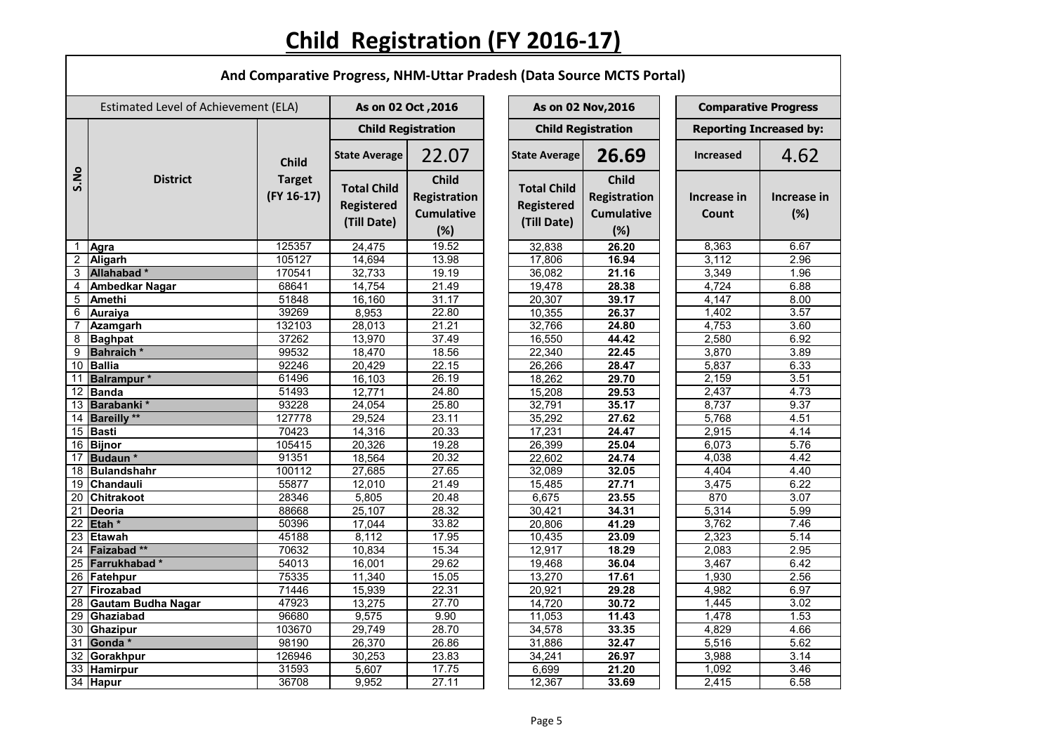# Child Registration (FY 2016-17)

**And Comparative Progress, NHM-Uttar Pradesh (Data Source MCTS Portal)**

| Estimated Level of Achievement (ELA) | | | As on 02 Oct ,2016 | | As on 02 Nov,2016 | | Comparative Progress | |
|---|---|---|---|---|---|---|---|---|
| | | | Child Registration | | Child Registration | | Reporting Increased by: | |
| S.No | District | Child Target (FY 16-17) | State Average | 22.07 | State Average | 26.69 | Increased | 4.62 |
| | | | Total Child Registered (Till Date) | Child Registration Cumulative (%) | Total Child Registered (Till Date) | Child Registration Cumulative (%) | Increase in Count | Increase in (%) |
| 1 | Agra | 125357 | 24,475 | 19.52 | 32,838 | **26.20** | 8,363 | 6.67 |
| 2 | Aligarh | 105127 | 14,694 | 13.98 | 17,806 | **16.94** | 3,112 | 2.96 |
| 3 | Allahabad * | 170541 | 32,733 | 19.19 | 36,082 | **21.16** | 3,349 | 1.96 |
| 4 | Ambedkar Nagar | 68641 | 14,754 | 21.49 | 19,478 | **28.38** | 4,724 | 6.88 |
| 5 | Amethi | 51848 | 16,160 | 31.17 | 20,307 | **39.17** | 4,147 | 8.00 |
| 6 | Auraiya | 39269 | 8,953 | 22.80 | 10,355 | **26.37** | 1,402 | 3.57 |
| 7 | Azamgarh | 132103 | 28,013 | 21.21 | 32,766 | **24.80** | 4,753 | 3.60 |
| 8 | Baghpat | 37262 | 13,970 | 37.49 | 16,550 | **44.42** | 2,580 | 6.92 |
| 9 | Bahraich * | 99532 | 18,470 | 18.56 | 22,340 | **22.45** | 3,870 | 3.89 |
| 10 | Ballia | 92246 | 20,429 | 22.15 | 26,266 | **28.47** | 5,837 | 6.33 |
| 11 | Balrampur * | 61496 | 16,103 | 26.19 | 18,262 | **29.70** | 2,159 | 3.51 |
| 12 | Banda | 51493 | 12,771 | 24.80 | 15,208 | **29.53** | 2,437 | 4.73 |
| 13 | Barabanki * | 93228 | 24,054 | 25.80 | 32,791 | **35.17** | 8,737 | 9.37 |
| 14 | Bareilly ** | 127778 | 29,524 | 23.11 | 35,292 | **27.62** | 5,768 | 4.51 |
| 15 | Basti | 70423 | 14,316 | 20.33 | 17,231 | **24.47** | 2,915 | 4.14 |
| 16 | Bijnor | 105415 | 20,326 | 19.28 | 26,399 | **25.04** | 6,073 | 5.76 |
| 17 | Budaun * | 91351 | 18,564 | 20.32 | 22,602 | **24.74** | 4,038 | 4.42 |
| 18 | Bulandshahr | 100112 | 27,685 | 27.65 | 32,089 | **32.05** | 4,404 | 4.40 |
| 19 | Chandauli | 55877 | 12,010 | 21.49 | 15,485 | **27.71** | 3,475 | 6.22 |
| 20 | Chitrakoot | 28346 | 5,805 | 20.48 | 6,675 | **23.55** | 870 | 3.07 |
| 21 | Deoria | 88668 | 25,107 | 28.32 | 30,421 | **34.31** | 5,314 | 5.99 |
| 22 | Etah * | 50396 | 17,044 | 33.82 | 20,806 | **41.29** | 3,762 | 7.46 |
| 23 | Etawah | 45188 | 8,112 | 17.95 | 10,435 | **23.09** | 2,323 | 5.14 |
| 24 | Faizabad ** | 70632 | 10,834 | 15.34 | 12,917 | **18.29** | 2,083 | 2.95 |
| 25 | Farrukhabad * | 54013 | 16,001 | 29.62 | 19,468 | **36.04** | 3,467 | 6.42 |
| 26 | Fatehpur | 75335 | 11,340 | 15.05 | 13,270 | **17.61** | 1,930 | 2.56 |
| 27 | Firozabad | 71446 | 15,939 | 22.31 | 20,921 | **29.28** | 4,982 | 6.97 |
| 28 | Gautam Budha Nagar | 47923 | 13,275 | 27.70 | 14,720 | **30.72** | 1,445 | 3.02 |
| 29 | Ghaziabad | 96680 | 9,575 | 9.90 | 11,053 | **11.43** | 1,478 | 1.53 |
| 30 | Ghazipur | 103670 | 29,749 | 28.70 | 34,578 | **33.35** | 4,829 | 4.66 |
| 31 | Gonda * | 98190 | 26,370 | 26.86 | 31,886 | **32.47** | 5,516 | 5.62 |
| 32 | Gorakhpur | 126946 | 30,253 | 23.83 | 34,241 | **26.97** | 3,988 | 3.14 |
| 33 | Hamirpur | 31593 | 5,607 | 17.75 | 6,699 | **21.20** | 1,092 | 3.46 |
| 34 | Hapur | 36708 | 9,952 | 27.11 | 12,367 | **33.69** | 2,415 | 6.58 |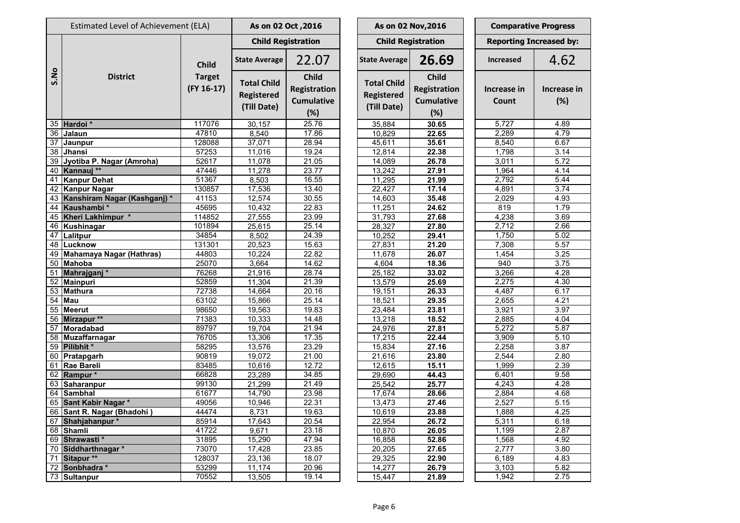| Estimated Level of Achievement (ELA) | | | As on 02 Oct ,2016 | | As on 02 Nov,2016 | | Comparative Progress | |
|---|---|---|---|---|---|---|---|---|
| | | | Child Registration | | Child Registration | | Reporting Increased by: | |
| S.No | District | Child Target (FY 16-17) | State Average | 22.07 | State Average | 26.69 | Increased | 4.62 |
| | | | Total Child Registered (Till Date) | Child Registration Cumulative (%) | Total Child Registered (Till Date) | Child Registration Cumulative (%) | Increase in Count | Increase in (%) |
| 35 | Hardoi * | 117076 | 30,157 | 25.76 | 35,884 | 30.65 | 5,727 | 4.89 |
| 36 | Jalaun | 47810 | 8,540 | 17.86 | 10,829 | 22.65 | 2,289 | 4.79 |
| 37 | Jaunpur | 128088 | 37,071 | 28.94 | 45,611 | 35.61 | 8,540 | 6.67 |
| 38 | Jhansi | 57253 | 11,016 | 19.24 | 12,814 | 22.38 | 1,798 | 3.14 |
| 39 | Jyotiba P. Nagar (Amroha) | 52617 | 11,078 | 21.05 | 14,089 | 26.78 | 3,011 | 5.72 |
| 40 | Kannauj ** | 47446 | 11,278 | 23.77 | 13,242 | 27.91 | 1,964 | 4.14 |
| 41 | Kanpur Dehat | 51367 | 8,503 | 16.55 | 11,295 | 21.99 | 2,792 | 5.44 |
| 42 | Kanpur Nagar | 130857 | 17,536 | 13.40 | 22,427 | 17.14 | 4,891 | 3.74 |
| 43 | Kanshiram Nagar (Kashganj) * | 41153 | 12,574 | 30.55 | 14,603 | 35.48 | 2,029 | 4.93 |
| 44 | Kaushambi * | 45695 | 10,432 | 22.83 | 11,251 | 24.62 | 819 | 1.79 |
| 45 | Kheri Lakhimpur * | 114852 | 27,555 | 23.99 | 31,793 | 27.68 | 4,238 | 3.69 |
| 46 | Kushinagar | 101894 | 25,615 | 25.14 | 28,327 | 27.80 | 2,712 | 2.66 |
| 47 | Lalitpur | 34854 | 8,502 | 24.39 | 10,252 | 29.41 | 1,750 | 5.02 |
| 48 | Lucknow | 131301 | 20,523 | 15.63 | 27,831 | 21.20 | 7,308 | 5.57 |
| 49 | Mahamaya Nagar (Hathras) | 44803 | 10,224 | 22.82 | 11,678 | 26.07 | 1,454 | 3.25 |
| 50 | Mahoba | 25070 | 3,664 | 14.62 | 4,604 | 18.36 | 940 | 3.75 |
| 51 | Mahrajganj * | 76268 | 21,916 | 28.74 | 25,182 | 33.02 | 3,266 | 4.28 |
| 52 | Mainpuri | 52859 | 11,304 | 21.39 | 13,579 | 25.69 | 2,275 | 4.30 |
| 53 | Mathura | 72738 | 14,664 | 20.16 | 19,151 | 26.33 | 4,487 | 6.17 |
| 54 | Mau | 63102 | 15,866 | 25.14 | 18,521 | 29.35 | 2,655 | 4.21 |
| 55 | Meerut | 98650 | 19,563 | 19.83 | 23,484 | 23.81 | 3,921 | 3.97 |
| 56 | Mirzapur ** | 71383 | 10,333 | 14.48 | 13,218 | 18.52 | 2,885 | 4.04 |
| 57 | Moradabad | 89797 | 19,704 | 21.94 | 24,976 | 27.81 | 5,272 | 5.87 |
| 58 | Muzaffarnagar | 76705 | 13,306 | 17.35 | 17,215 | 22.44 | 3,909 | 5.10 |
| 59 | Pilibhit * | 58295 | 13,576 | 23.29 | 15,834 | 27.16 | 2,258 | 3.87 |
| 60 | Pratapgarh | 90819 | 19,072 | 21.00 | 21,616 | 23.80 | 2,544 | 2.80 |
| 61 | Rae Bareli | 83485 | 10,616 | 12.72 | 12,615 | 15.11 | 1,999 | 2.39 |
| 62 | Rampur * | 66828 | 23,289 | 34.85 | 29,690 | 44.43 | 6,401 | 9.58 |
| 63 | Saharanpur | 99130 | 21,299 | 21.49 | 25,542 | 25.77 | 4,243 | 4.28 |
| 64 | Sambhal | 61677 | 14,790 | 23.98 | 17,674 | 28.66 | 2,884 | 4.68 |
| 65 | Sant Kabir Nagar * | 49056 | 10,946 | 22.31 | 13,473 | 27.46 | 2,527 | 5.15 |
| 66 | Sant R. Nagar (Bhadohi ) | 44474 | 8,731 | 19.63 | 10,619 | 23.88 | 1,888 | 4.25 |
| 67 | Shahjahanpur * | 85914 | 17,643 | 20.54 | 22,954 | 26.72 | 5,311 | 6.18 |
| 68 | Shamli | 41722 | 9,671 | 23.18 | 10,870 | 26.05 | 1,199 | 2.87 |
| 69 | Shrawasti * | 31895 | 15,290 | 47.94 | 16,858 | 52.86 | 1,568 | 4.92 |
| 70 | Siddharthnagar * | 73070 | 17,428 | 23.85 | 20,205 | 27.65 | 2,777 | 3.80 |
| 71 | Sitapur ** | 128037 | 23,136 | 18.07 | 29,325 | 22.90 | 6,189 | 4.83 |
| 72 | Sonbhadra * | 53299 | 11,174 | 20.96 | 14,277 | 26.79 | 3,103 | 5.82 |
| 73 | Sultanpur | 70552 | 13,505 | 19.14 | 15,447 | 21.89 | 1,942 | 2.75 |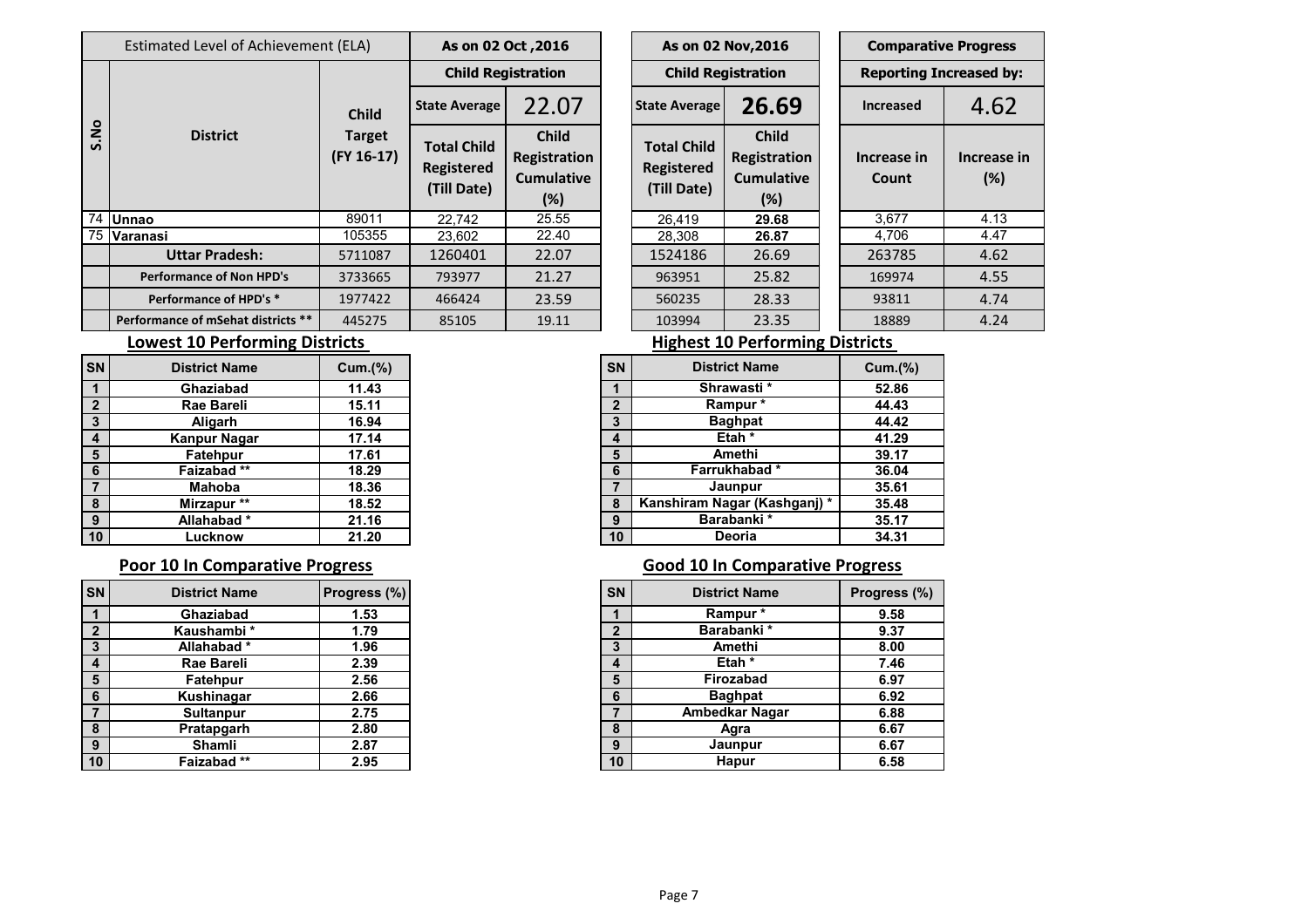| S.No | District | Child Target (FY 16-17) | As on 02 Oct ,2016 | | As on 02 Nov,2016 | | Comparative Progress | |
|---|---|---|---|---|---|---|---|---|
| | Estimated Level of Achievement (ELA) | | Child Registration | | Child Registration | | Reporting Increased by: | |
| | | | State Average | 22.07 | State Average | 26.69 | Increased | 4.62 |
| | | | Total Child Registered (Till Date) | Child Registration Cumulative (%) | Total Child Registered (Till Date) | Child Registration Cumulative (%) | Increase in Count | Increase in (%) |
| 74 | **Unnao** | 89011 | 22,742 | 25.55 | 26,419 | **29.68** | 3,677 | 4.13 |
| 75 | **Varanasi** | 105355 | 23,602 | 22.40 | 28,308 | **26.87** | 4,706 | 4.47 |
| | **Uttar Pradesh:** | 5711087 | 1260401 | 22.07 | 1524186 | 26.69 | 263785 | 4.62 |
| | **Performance of Non HPD's** | 3733665 | 793977 | 21.27 | 963951 | 25.82 | 169974 | 4.55 |
| | **Performance of HPD's *** | 1977422 | 466424 | 23.59 | 560235 | 28.33 | 93811 | 4.74 |
| | **Performance of mSehat districts **** | 445275 | 85105 | 19.11 | 103994 | 23.35 | 18889 | 4.24 |

## Lowest 10 Performing Districts

| SN | District Name | Cum.(%) |
|---|---|---|
| 1 | Ghaziabad | 11.43 |
| 2 | Rae Bareli | 15.11 |
| 3 | Aligarh | 16.94 |
| 4 | Kanpur Nagar | 17.14 |
| 5 | Fatehpur | 17.61 |
| 6 | Faizabad ** | 18.29 |
| 7 | Mahoba | 18.36 |
| 8 | Mirzapur ** | 18.52 |
| 9 | Allahabad * | 21.16 |
| 10 | Lucknow | 21.20 |

## Highest 10 Performing Districts

| SN | District Name | Cum.(%) |
|---|---|---|
| 1 | Shrawasti * | 52.86 |
| 2 | Rampur * | 44.43 |
| 3 | Baghpat | 44.42 |
| 4 | Etah * | 41.29 |
| 5 | Amethi | 39.17 |
| 6 | Farrukhabad * | 36.04 |
| 7 | Jaunpur | 35.61 |
| 8 | Kanshiram Nagar (Kashganj) * | 35.48 |
| 9 | Barabanki * | 35.17 |
| 10 | Deoria | 34.31 |

## Poor 10 In Comparative Progress

| SN | District Name | Progress (%) |
|---|---|---|
| 1 | Ghaziabad | 1.53 |
| 2 | Kaushambi * | 1.79 |
| 3 | Allahabad * | 1.96 |
| 4 | Rae Bareli | 2.39 |
| 5 | Fatehpur | 2.56 |
| 6 | Kushinagar | 2.66 |
| 7 | Sultanpur | 2.75 |
| 8 | Pratapgarh | 2.80 |
| 9 | Shamli | 2.87 |
| 10 | Faizabad ** | 2.95 |

## Good 10 In Comparative Progress

| SN | District Name | Progress (%) |
|---|---|---|
| 1 | Rampur * | 9.58 |
| 2 | Barabanki * | 9.37 |
| 3 | Amethi | 8.00 |
| 4 | Etah * | 7.46 |
| 5 | Firozabad | 6.97 |
| 6 | Baghpat | 6.92 |
| 7 | Ambedkar Nagar | 6.88 |
| 8 | Agra | 6.67 |
| 9 | Jaunpur | 6.67 |
| 10 | Hapur | 6.58 |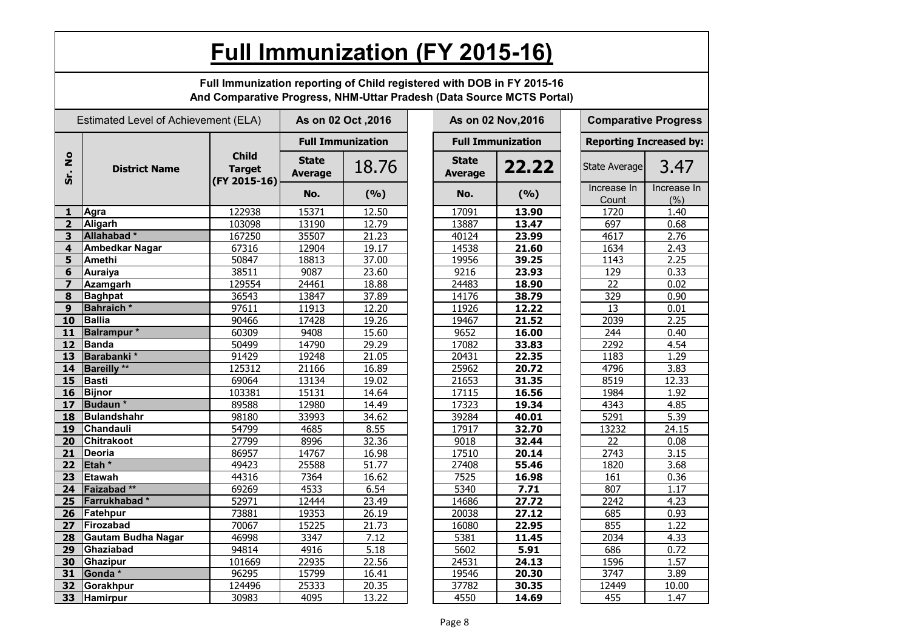# Full Immunization (FY 2015-16)

**Full Immunization reporting of Child registered with DOB in FY 2015-16**
**And Comparative Progress, NHM-Uttar Pradesh (Data Source MCTS Portal)**

| Estimated Level of Achievement (ELA) | | | As on 02 Oct ,2016 | | As on 02 Nov,2016 | | Comparative Progress | |
|---|---|---|---|---|---|---|---|---|
| | | | Full Immunization | | Full Immunization | | Reporting Increased by: | |
| Sr. No | District Name | Child Target (FY 2015-16) | State Average | 18.76 | State Average | 22.22 | State Average | 3.47 |
| | | | No. | (%) | No. | (%) | Increase In Count | Increase In (%) |
| 1 | Agra | 122938 | 15371 | 12.50 | 17091 | **13.90** | 1720 | 1.40 |
| 2 | Aligarh | 103098 | 13190 | 12.79 | 13887 | **13.47** | 697 | 0.68 |
| 3 | Allahabad * | 167250 | 35507 | 21.23 | 40124 | **23.99** | 4617 | 2.76 |
| 4 | Ambedkar Nagar | 67316 | 12904 | 19.17 | 14538 | **21.60** | 1634 | 2.43 |
| 5 | Amethi | 50847 | 18813 | 37.00 | 19956 | **39.25** | 1143 | 2.25 |
| 6 | Auraiya | 38511 | 9087 | 23.60 | 9216 | **23.93** | 129 | 0.33 |
| 7 | Azamgarh | 129554 | 24461 | 18.88 | 24483 | **18.90** | 22 | 0.02 |
| 8 | Baghpat | 36543 | 13847 | 37.89 | 14176 | **38.79** | 329 | 0.90 |
| 9 | Bahraich * | 97611 | 11913 | 12.20 | 11926 | **12.22** | 13 | 0.01 |
| 10 | Ballia | 90466 | 17428 | 19.26 | 19467 | **21.52** | 2039 | 2.25 |
| 11 | Balrampur * | 60309 | 9408 | 15.60 | 9652 | **16.00** | 244 | 0.40 |
| 12 | Banda | 50499 | 14790 | 29.29 | 17082 | **33.83** | 2292 | 4.54 |
| 13 | Barabanki * | 91429 | 19248 | 21.05 | 20431 | **22.35** | 1183 | 1.29 |
| 14 | Bareilly ** | 125312 | 21166 | 16.89 | 25962 | **20.72** | 4796 | 3.83 |
| 15 | Basti | 69064 | 13134 | 19.02 | 21653 | **31.35** | 8519 | 12.33 |
| 16 | Bijnor | 103381 | 15131 | 14.64 | 17115 | **16.56** | 1984 | 1.92 |
| 17 | Budaun * | 89588 | 12980 | 14.49 | 17323 | **19.34** | 4343 | 4.85 |
| 18 | Bulandshahr | 98180 | 33993 | 34.62 | 39284 | **40.01** | 5291 | 5.39 |
| 19 | Chandauli | 54799 | 4685 | 8.55 | 17917 | **32.70** | 13232 | 24.15 |
| 20 | Chitrakoot | 27799 | 8996 | 32.36 | 9018 | **32.44** | 22 | 0.08 |
| 21 | Deoria | 86957 | 14767 | 16.98 | 17510 | **20.14** | 2743 | 3.15 |
| 22 | Etah * | 49423 | 25588 | 51.77 | 27408 | **55.46** | 1820 | 3.68 |
| 23 | Etawah | 44316 | 7364 | 16.62 | 7525 | **16.98** | 161 | 0.36 |
| 24 | Faizabad ** | 69269 | 4533 | 6.54 | 5340 | **7.71** | 807 | 1.17 |
| 25 | Farrukhabad * | 52971 | 12444 | 23.49 | 14686 | **27.72** | 2242 | 4.23 |
| 26 | Fatehpur | 73881 | 19353 | 26.19 | 20038 | **27.12** | 685 | 0.93 |
| 27 | Firozabad | 70067 | 15225 | 21.73 | 16080 | **22.95** | 855 | 1.22 |
| 28 | Gautam Budha Nagar | 46998 | 3347 | 7.12 | 5381 | **11.45** | 2034 | 4.33 |
| 29 | Ghaziabad | 94814 | 4916 | 5.18 | 5602 | **5.91** | 686 | 0.72 |
| 30 | Ghazipur | 101669 | 22935 | 22.56 | 24531 | **24.13** | 1596 | 1.57 |
| 31 | Gonda * | 96295 | 15799 | 16.41 | 19546 | **20.30** | 3747 | 3.89 |
| 32 | Gorakhpur | 124496 | 25333 | 20.35 | 37782 | **30.35** | 12449 | 10.00 |
| 33 | Hamirpur | 30983 | 4095 | 13.22 | 4550 | **14.69** | 455 | 1.47 |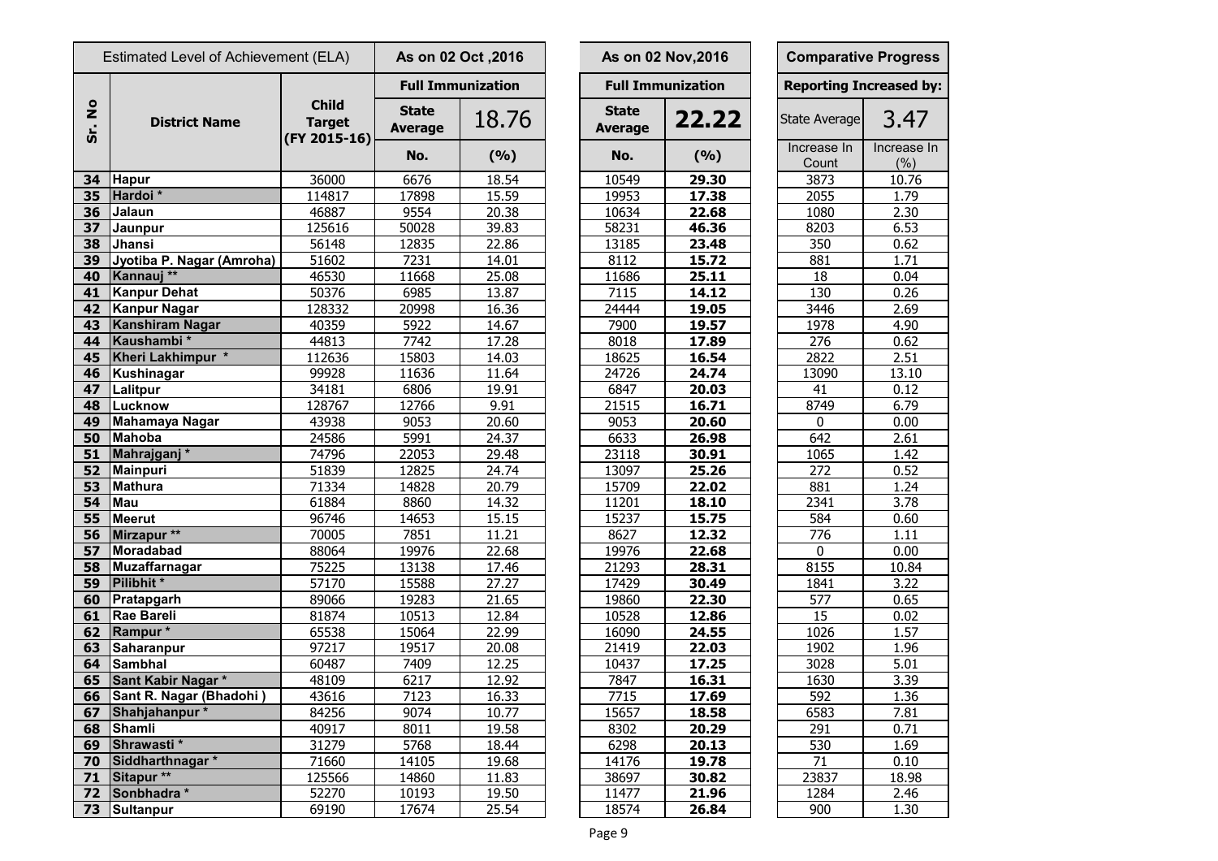| Estimated Level of Achievement (ELA) | | | As on 02 Oct ,2016 | | As on 02 Nov,2016 | | Comparative Progress | |
|---|---|---|---|---|---|---|---|---|
| Sr. No | District Name | Child Target (FY 2015-16) | Full Immunization | | Full Immunization | | Reporting Increased by: | |
| | | | State Average | 18.76 | State Average | **22.22** | State Average | 3.47 |
| | | | No. | (%) | No. | (%) | Increase In Count | Increase In (%) |
| 34 | Hapur | 36000 | 6676 | 18.54 | 10549 | **29.30** | 3873 | 10.76 |
| 35 | Hardoi * | 114817 | 17898 | 15.59 | 19953 | **17.38** | 2055 | 1.79 |
| 36 | Jalaun | 46887 | 9554 | 20.38 | 10634 | **22.68** | 1080 | 2.30 |
| 37 | Jaunpur | 125616 | 50028 | 39.83 | 58231 | **46.36** | 8203 | 6.53 |
| 38 | Jhansi | 56148 | 12835 | 22.86 | 13185 | **23.48** | 350 | 0.62 |
| 39 | Jyotiba P. Nagar (Amroha) | 51602 | 7231 | 14.01 | 8112 | **15.72** | 881 | 1.71 |
| 40 | Kannauj ** | 46530 | 11668 | 25.08 | 11686 | **25.11** | 18 | 0.04 |
| 41 | Kanpur Dehat | 50376 | 6985 | 13.87 | 7115 | **14.12** | 130 | 0.26 |
| 42 | Kanpur Nagar | 128332 | 20998 | 16.36 | 24444 | **19.05** | 3446 | 2.69 |
| 43 | Kanshiram Nagar | 40359 | 5922 | 14.67 | 7900 | **19.57** | 1978 | 4.90 |
| 44 | Kaushambi * | 44813 | 7742 | 17.28 | 8018 | **17.89** | 276 | 0.62 |
| 45 | Kheri Lakhimpur * | 112636 | 15803 | 14.03 | 18625 | **16.54** | 2822 | 2.51 |
| 46 | Kushinagar | 99928 | 11636 | 11.64 | 24726 | **24.74** | 13090 | 13.10 |
| 47 | Lalitpur | 34181 | 6806 | 19.91 | 6847 | **20.03** | 41 | 0.12 |
| 48 | Lucknow | 128767 | 12766 | 9.91 | 21515 | **16.71** | 8749 | 6.79 |
| 49 | Mahamaya Nagar | 43938 | 9053 | 20.60 | 9053 | **20.60** | 0 | 0.00 |
| 50 | Mahoba | 24586 | 5991 | 24.37 | 6633 | **26.98** | 642 | 2.61 |
| 51 | Mahrajganj * | 74796 | 22053 | 29.48 | 23118 | **30.91** | 1065 | 1.42 |
| 52 | Mainpuri | 51839 | 12825 | 24.74 | 13097 | **25.26** | 272 | 0.52 |
| 53 | Mathura | 71334 | 14828 | 20.79 | 15709 | **22.02** | 881 | 1.24 |
| 54 | Mau | 61884 | 8860 | 14.32 | 11201 | **18.10** | 2341 | 3.78 |
| 55 | Meerut | 96746 | 14653 | 15.15 | 15237 | **15.75** | 584 | 0.60 |
| 56 | Mirzapur ** | 70005 | 7851 | 11.21 | 8627 | **12.32** | 776 | 1.11 |
| 57 | Moradabad | 88064 | 19976 | 22.68 | 19976 | **22.68** | 0 | 0.00 |
| 58 | Muzaffarnagar | 75225 | 13138 | 17.46 | 21293 | **28.31** | 8155 | 10.84 |
| 59 | Pilibhit * | 57170 | 15588 | 27.27 | 17429 | **30.49** | 1841 | 3.22 |
| 60 | Pratapgarh | 89066 | 19283 | 21.65 | 19860 | **22.30** | 577 | 0.65 |
| 61 | Rae Bareli | 81874 | 10513 | 12.84 | 10528 | **12.86** | 15 | 0.02 |
| 62 | Rampur * | 65538 | 15064 | 22.99 | 16090 | **24.55** | 1026 | 1.57 |
| 63 | Saharanpur | 97217 | 19517 | 20.08 | 21419 | **22.03** | 1902 | 1.96 |
| 64 | Sambhal | 60487 | 7409 | 12.25 | 10437 | **17.25** | 3028 | 5.01 |
| 65 | Sant Kabir Nagar * | 48109 | 6217 | 12.92 | 7847 | **16.31** | 1630 | 3.39 |
| 66 | Sant R. Nagar (Bhadohi ) | 43616 | 7123 | 16.33 | 7715 | **17.69** | 592 | 1.36 |
| 67 | Shahjahanpur * | 84256 | 9074 | 10.77 | 15657 | **18.58** | 6583 | 7.81 |
| 68 | Shamli | 40917 | 8011 | 19.58 | 8302 | **20.29** | 291 | 0.71 |
| 69 | Shrawasti * | 31279 | 5768 | 18.44 | 6298 | **20.13** | 530 | 1.69 |
| 70 | Siddharthnagar * | 71660 | 14105 | 19.68 | 14176 | **19.78** | 71 | 0.10 |
| 71 | Sitapur ** | 125566 | 14860 | 11.83 | 38697 | **30.82** | 23837 | 18.98 |
| 72 | Sonbhadra * | 52270 | 10193 | 19.50 | 11477 | **21.96** | 1284 | 2.46 |
| 73 | Sultanpur | 69190 | 17674 | 25.54 | 18574 | **26.84** | 900 | 1.30 |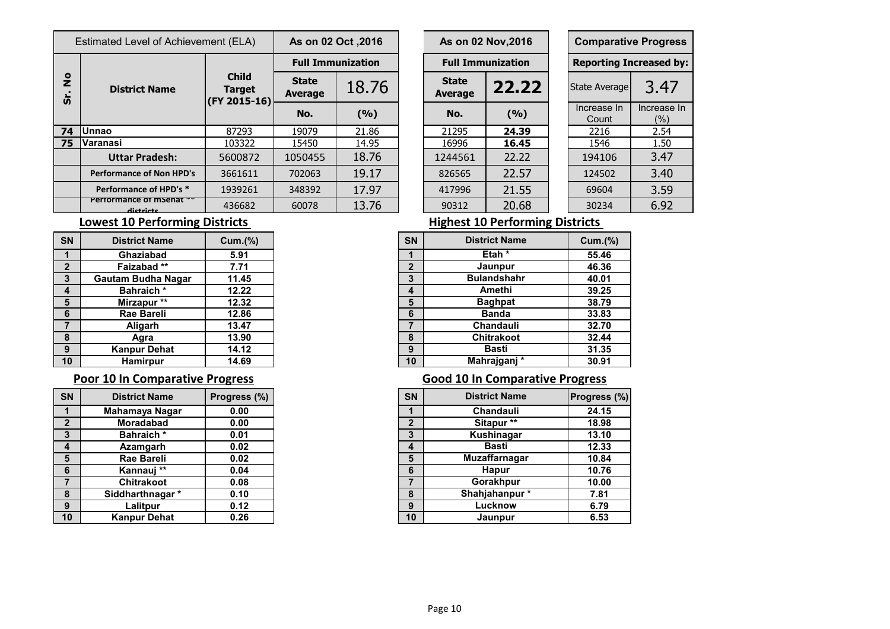| Estimated Level of Achievement (ELA) | | | As on 02 Oct ,2016 | | As on 02 Nov,2016 | | Comparative Progress | |
|---|---|---|---|---|---|---|---|---|
| Sr. No | District Name | Child Target (FY 2015-16) | Full Immunization | | Full Immunization | | Reporting Increased by: | |
| | | | State Average | 18.76 | State Average | **22.22** | State Average | 3.47 |
| | | | No. | (%) | No. | (%) | Increase In Count | Increase In (%) |
| **74** | **Unnao** | 87293 | 19079 | 21.86 | 21295 | **24.39** | 2216 | 2.54 |
| **75** | **Varanasi** | 103322 | 15450 | 14.95 | 16996 | **16.45** | 1546 | 1.50 |
| | **Uttar Pradesh:** | 5600872 | 1050455 | 18.76 | 1244561 | 22.22 | 194106 | 3.47 |
| | **Performance of Non HPD's** | 3661611 | 702063 | 19.17 | 826565 | 22.57 | 124502 | 3.40 |
| | **Performance of HPD's *** | 1939261 | 348392 | 17.97 | 417996 | 21.55 | 69604 | 3.59 |
| | **Performance of mSehat ** districts** | 436682 | 60078 | 13.76 | 90312 | 20.68 | 30234 | 6.92 |

## Lowest 10 Performing Districts

| SN | District Name | Cum.(%) |
|---|---|---|
| 1 | Ghaziabad | 5.91 |
| 2 | Faizabad ** | 7.71 |
| 3 | Gautam Budha Nagar | 11.45 |
| 4 | Bahraich * | 12.22 |
| 5 | Mirzapur ** | 12.32 |
| 6 | Rae Bareli | 12.86 |
| 7 | Aligarh | 13.47 |
| 8 | Agra | 13.90 |
| 9 | Kanpur Dehat | 14.12 |
| 10 | Hamirpur | 14.69 |

## Highest 10 Performing Districts

| SN | District Name | Cum.(%) |
|---|---|---|
| 1 | Etah * | 55.46 |
| 2 | Jaunpur | 46.36 |
| 3 | Bulandshahr | 40.01 |
| 4 | Amethi | 39.25 |
| 5 | Baghpat | 38.79 |
| 6 | Banda | 33.83 |
| 7 | Chandauli | 32.70 |
| 8 | Chitrakoot | 32.44 |
| 9 | Basti | 31.35 |
| 10 | Mahrajganj * | 30.91 |

## Poor 10 In Comparative Progress

| SN | District Name | Progress (%) |
|---|---|---|
| 1 | Mahamaya Nagar | 0.00 |
| 2 | Moradabad | 0.00 |
| 3 | Bahraich * | 0.01 |
| 4 | Azamgarh | 0.02 |
| 5 | Rae Bareli | 0.02 |
| 6 | Kannauj ** | 0.04 |
| 7 | Chitrakoot | 0.08 |
| 8 | Siddharthnagar * | 0.10 |
| 9 | Lalitpur | 0.12 |
| 10 | Kanpur Dehat | 0.26 |

## Good 10 In Comparative Progress

| SN | District Name | Progress (%) |
|---|---|---|
| 1 | Chandauli | 24.15 |
| 2 | Sitapur ** | 18.98 |
| 3 | Kushinagar | 13.10 |
| 4 | Basti | 12.33 |
| 5 | Muzaffarnagar | 10.84 |
| 6 | Hapur | 10.76 |
| 7 | Gorakhpur | 10.00 |
| 8 | Shahjahanpur * | 7.81 |
| 9 | Lucknow | 6.79 |
| 10 | Jaunpur | 6.53 |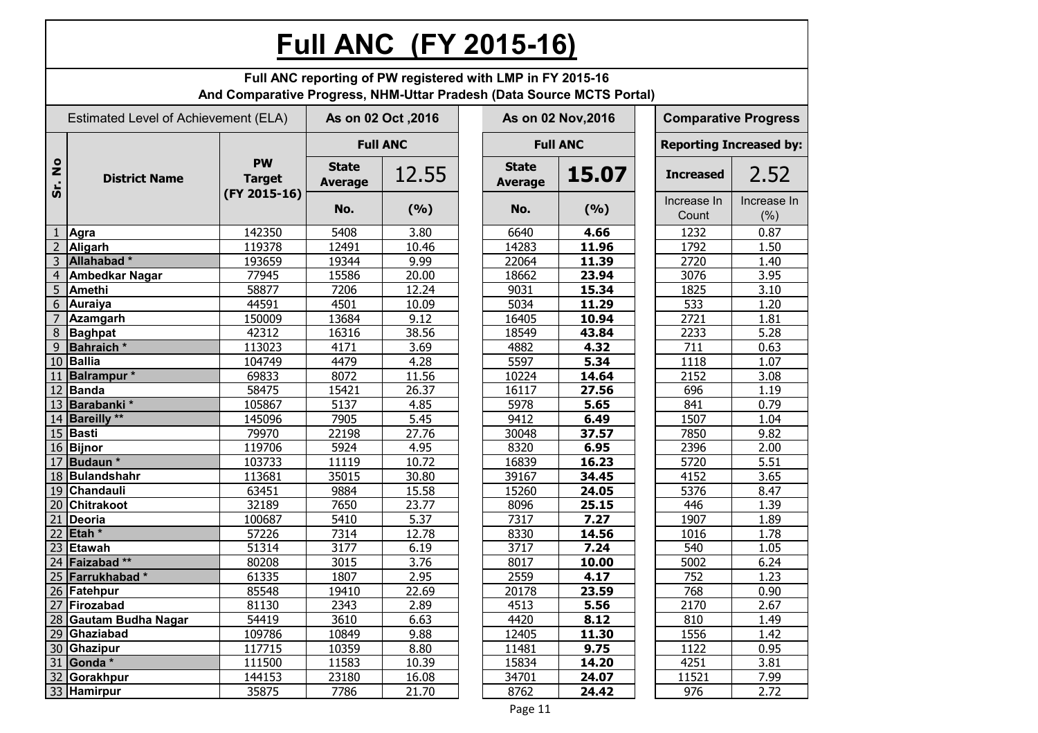# Full ANC (FY 2015-16)

**Full ANC reporting of PW registered with LMP in FY 2015-16**
**And Comparative Progress, NHM-Uttar Pradesh (Data Source MCTS Portal)**

| Estimated Level of Achievement (ELA) | | | As on 02 Oct ,2016 | | As on 02 Nov,2016 | | Comparative Progress | |
|---|---|---|---|---|---|---|---|---|
| | | | Full ANC | | Full ANC | | Reporting Increased by: | |
| Sr. No | District Name | PW Target (FY 2015-16) | State Average | 12.55 | State Average | **15.07** | Increased | 2.52 |
| | | | No. | (%) | No. | (%) | Increase In Count | Increase In (%) |
| 1 | Agra | 142350 | 5408 | 3.80 | 6640 | **4.66** | 1232 | 0.87 |
| 2 | Aligarh | 119378 | 12491 | 10.46 | 14283 | **11.96** | 1792 | 1.50 |
| 3 | Allahabad * | 193659 | 19344 | 9.99 | 22064 | **11.39** | 2720 | 1.40 |
| 4 | Ambedkar Nagar | 77945 | 15586 | 20.00 | 18662 | **23.94** | 3076 | 3.95 |
| 5 | Amethi | 58877 | 7206 | 12.24 | 9031 | **15.34** | 1825 | 3.10 |
| 6 | Auraiya | 44591 | 4501 | 10.09 | 5034 | **11.29** | 533 | 1.20 |
| 7 | Azamgarh | 150009 | 13684 | 9.12 | 16405 | **10.94** | 2721 | 1.81 |
| 8 | Baghpat | 42312 | 16316 | 38.56 | 18549 | **43.84** | 2233 | 5.28 |
| 9 | Bahraich * | 113023 | 4171 | 3.69 | 4882 | **4.32** | 711 | 0.63 |
| 10 | Ballia | 104749 | 4479 | 4.28 | 5597 | **5.34** | 1118 | 1.07 |
| 11 | Balrampur * | 69833 | 8072 | 11.56 | 10224 | **14.64** | 2152 | 3.08 |
| 12 | Banda | 58475 | 15421 | 26.37 | 16117 | **27.56** | 696 | 1.19 |
| 13 | Barabanki * | 105867 | 5137 | 4.85 | 5978 | **5.65** | 841 | 0.79 |
| 14 | Bareilly ** | 145096 | 7905 | 5.45 | 9412 | **6.49** | 1507 | 1.04 |
| 15 | Basti | 79970 | 22198 | 27.76 | 30048 | **37.57** | 7850 | 9.82 |
| 16 | Bijnor | 119706 | 5924 | 4.95 | 8320 | **6.95** | 2396 | 2.00 |
| 17 | Budaun * | 103733 | 11119 | 10.72 | 16839 | **16.23** | 5720 | 5.51 |
| 18 | Bulandshahr | 113681 | 35015 | 30.80 | 39167 | **34.45** | 4152 | 3.65 |
| 19 | Chandauli | 63451 | 9884 | 15.58 | 15260 | **24.05** | 5376 | 8.47 |
| 20 | Chitrakoot | 32189 | 7650 | 23.77 | 8096 | **25.15** | 446 | 1.39 |
| 21 | Deoria | 100687 | 5410 | 5.37 | 7317 | **7.27** | 1907 | 1.89 |
| 22 | Etah * | 57226 | 7314 | 12.78 | 8330 | **14.56** | 1016 | 1.78 |
| 23 | Etawah | 51314 | 3177 | 6.19 | 3717 | **7.24** | 540 | 1.05 |
| 24 | Faizabad ** | 80208 | 3015 | 3.76 | 8017 | **10.00** | 5002 | 6.24 |
| 25 | Farrukhabad * | 61335 | 1807 | 2.95 | 2559 | **4.17** | 752 | 1.23 |
| 26 | Fatehpur | 85548 | 19410 | 22.69 | 20178 | **23.59** | 768 | 0.90 |
| 27 | Firozabad | 81130 | 2343 | 2.89 | 4513 | **5.56** | 2170 | 2.67 |
| 28 | Gautam Budha Nagar | 54419 | 3610 | 6.63 | 4420 | **8.12** | 810 | 1.49 |
| 29 | Ghaziabad | 109786 | 10849 | 9.88 | 12405 | **11.30** | 1556 | 1.42 |
| 30 | Ghazipur | 117715 | 10359 | 8.80 | 11481 | **9.75** | 1122 | 0.95 |
| 31 | Gonda * | 111500 | 11583 | 10.39 | 15834 | **14.20** | 4251 | 3.81 |
| 32 | Gorakhpur | 144153 | 23180 | 16.08 | 34701 | **24.07** | 11521 | 7.99 |
| 33 | Hamirpur | 35875 | 7786 | 21.70 | 8762 | **24.42** | 976 | 2.72 |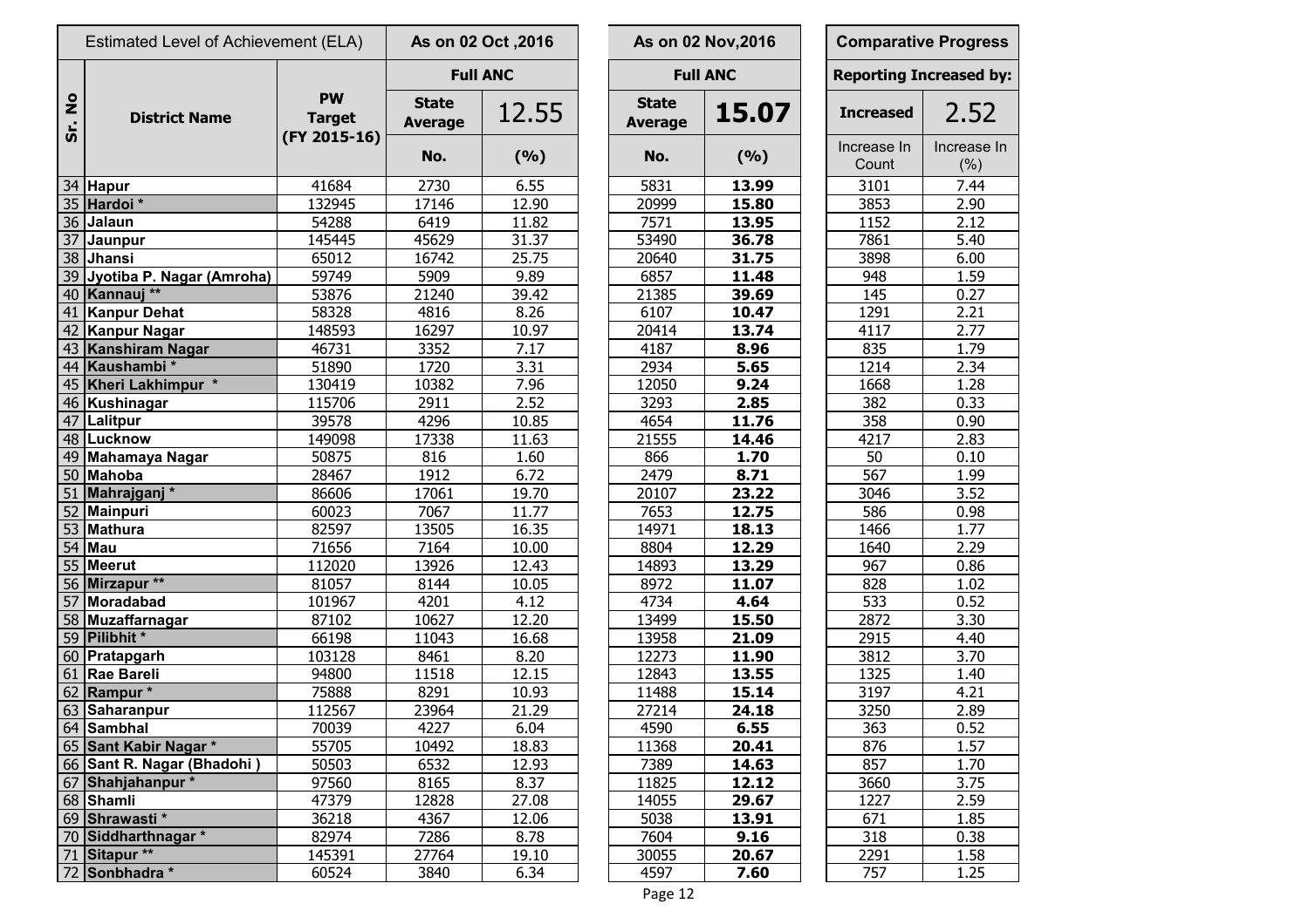| Sr. No | Estimated Level of Achievement (ELA) | | As on 02 Oct ,2016 | | As on 02 Nov,2016 | | Comparative Progress | |
|---|---|---|---|---|---|---|---|---|
| | | | Full ANC | | Full ANC | | Reporting Increased by: | |
| | District Name | PW Target (FY 2015-16) | State Average | 12.55 | State Average | **15.07** | Increased | 2.52 |
| | | | No. | (%) | No. | (%) | Increase In Count | Increase In (%) |
| 34 | Hapur | 41684 | 2730 | 6.55 | 5831 | **13.99** | 3101 | 7.44 |
| 35 | Hardoi * | 132945 | 17146 | 12.90 | 20999 | **15.80** | 3853 | 2.90 |
| 36 | Jalaun | 54288 | 6419 | 11.82 | 7571 | **13.95** | 1152 | 2.12 |
| 37 | Jaunpur | 145445 | 45629 | 31.37 | 53490 | **36.78** | 7861 | 5.40 |
| 38 | Jhansi | 65012 | 16742 | 25.75 | 20640 | **31.75** | 3898 | 6.00 |
| 39 | Jyotiba P. Nagar (Amroha) | 59749 | 5909 | 9.89 | 6857 | **11.48** | 948 | 1.59 |
| 40 | Kannauj ** | 53876 | 21240 | 39.42 | 21385 | **39.69** | 145 | 0.27 |
| 41 | Kanpur Dehat | 58328 | 4816 | 8.26 | 6107 | **10.47** | 1291 | 2.21 |
| 42 | Kanpur Nagar | 148593 | 16297 | 10.97 | 20414 | **13.74** | 4117 | 2.77 |
| 43 | Kanshiram Nagar | 46731 | 3352 | 7.17 | 4187 | **8.96** | 835 | 1.79 |
| 44 | Kaushambi * | 51890 | 1720 | 3.31 | 2934 | **5.65** | 1214 | 2.34 |
| 45 | Kheri Lakhimpur * | 130419 | 10382 | 7.96 | 12050 | **9.24** | 1668 | 1.28 |
| 46 | Kushinagar | 115706 | 2911 | 2.52 | 3293 | **2.85** | 382 | 0.33 |
| 47 | Lalitpur | 39578 | 4296 | 10.85 | 4654 | **11.76** | 358 | 0.90 |
| 48 | Lucknow | 149098 | 17338 | 11.63 | 21555 | **14.46** | 4217 | 2.83 |
| 49 | Mahamaya Nagar | 50875 | 816 | 1.60 | 866 | **1.70** | 50 | 0.10 |
| 50 | Mahoba | 28467 | 1912 | 6.72 | 2479 | **8.71** | 567 | 1.99 |
| 51 | Mahrajganj * | 86606 | 17061 | 19.70 | 20107 | **23.22** | 3046 | 3.52 |
| 52 | Mainpuri | 60023 | 7067 | 11.77 | 7653 | **12.75** | 586 | 0.98 |
| 53 | Mathura | 82597 | 13505 | 16.35 | 14971 | **18.13** | 1466 | 1.77 |
| 54 | Mau | 71656 | 7164 | 10.00 | 8804 | **12.29** | 1640 | 2.29 |
| 55 | Meerut | 112020 | 13926 | 12.43 | 14893 | **13.29** | 967 | 0.86 |
| 56 | Mirzapur ** | 81057 | 8144 | 10.05 | 8972 | **11.07** | 828 | 1.02 |
| 57 | Moradabad | 101967 | 4201 | 4.12 | 4734 | **4.64** | 533 | 0.52 |
| 58 | Muzaffarnagar | 87102 | 10627 | 12.20 | 13499 | **15.50** | 2872 | 3.30 |
| 59 | Pilibhit * | 66198 | 11043 | 16.68 | 13958 | **21.09** | 2915 | 4.40 |
| 60 | Pratapgarh | 103128 | 8461 | 8.20 | 12273 | **11.90** | 3812 | 3.70 |
| 61 | Rae Bareli | 94800 | 11518 | 12.15 | 12843 | **13.55** | 1325 | 1.40 |
| 62 | Rampur * | 75888 | 8291 | 10.93 | 11488 | **15.14** | 3197 | 4.21 |
| 63 | Saharanpur | 112567 | 23964 | 21.29 | 27214 | **24.18** | 3250 | 2.89 |
| 64 | Sambhal | 70039 | 4227 | 6.04 | 4590 | **6.55** | 363 | 0.52 |
| 65 | Sant Kabir Nagar * | 55705 | 10492 | 18.83 | 11368 | **20.41** | 876 | 1.57 |
| 66 | Sant R. Nagar (Bhadohi ) | 50503 | 6532 | 12.93 | 7389 | **14.63** | 857 | 1.70 |
| 67 | Shahjahanpur * | 97560 | 8165 | 8.37 | 11825 | **12.12** | 3660 | 3.75 |
| 68 | Shamli | 47379 | 12828 | 27.08 | 14055 | **29.67** | 1227 | 2.59 |
| 69 | Shrawasti * | 36218 | 4367 | 12.06 | 5038 | **13.91** | 671 | 1.85 |
| 70 | Siddharthnagar * | 82974 | 7286 | 8.78 | 7604 | **9.16** | 318 | 0.38 |
| 71 | Sitapur ** | 145391 | 27764 | 19.10 | 30055 | **20.67** | 2291 | 1.58 |
| 72 | Sonbhadra * | 60524 | 3840 | 6.34 | 4597 | **7.60** | 757 | 1.25 |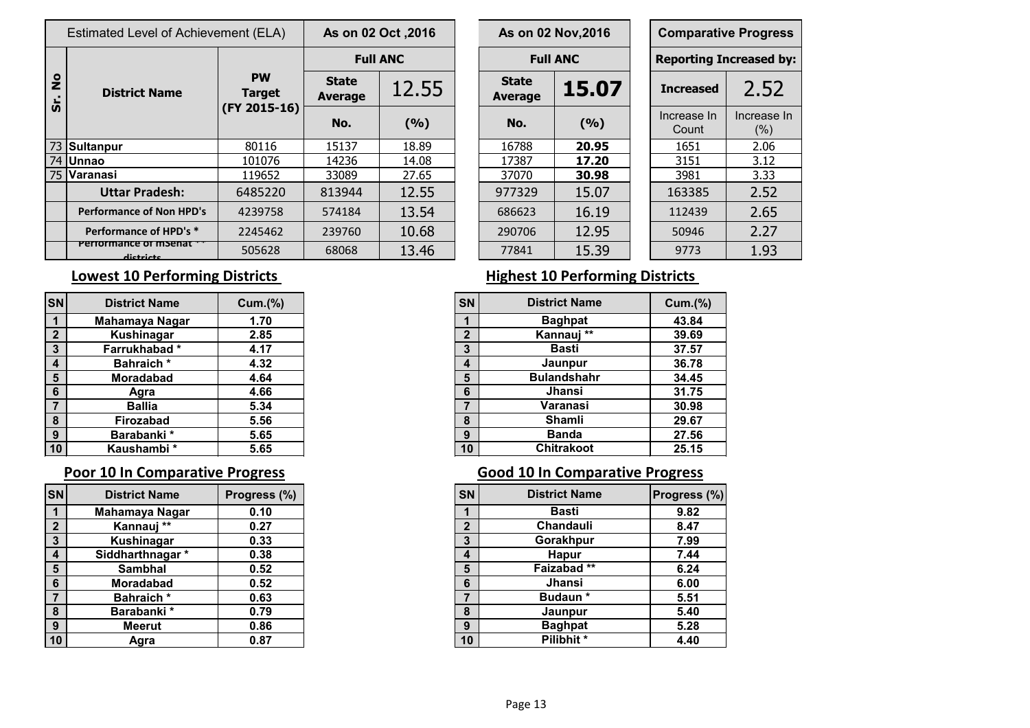| Sr. No | Estimated Level of Achievement (ELA) | | As on 02 Oct ,2016 | | As on 02 Nov,2016 | | Comparative Progress | |
|---|---|---|---|---|---|---|---|---|
| | | | Full ANC | | Full ANC | | Reporting Increased by: | |
| | District Name | PW Target (FY 2015-16) | State Average | 12.55 | State Average | **15.07** | Increased | 2.52 |
| | | | No. | (%) | No. | (%) | Increase In Count | Increase In (%) |
| 73 | **Sultanpur** | 80116 | 15137 | 18.89 | 16788 | **20.95** | 1651 | 2.06 |
| 74 | **Unnao** | 101076 | 14236 | 14.08 | 17387 | **17.20** | 3151 | 3.12 |
| 75 | **Varanasi** | 119652 | 33089 | 27.65 | 37070 | **30.98** | 3981 | 3.33 |
| | **Uttar Pradesh:** | 6485220 | 813944 | 12.55 | 977329 | 15.07 | 163385 | 2.52 |
| | **Performance of Non HPD's** | 4239758 | 574184 | 13.54 | 686623 | 16.19 | 112439 | 2.65 |
| | **Performance of HPD's *** | 2245462 | 239760 | 10.68 | 290706 | 12.95 | 50946 | 2.27 |
| | **Performance of mSehat ** districts** | 505628 | 68068 | 13.46 | 77841 | 15.39 | 9773 | 1.93 |

## Lowest 10 Performing Districts

| SN | District Name | Cum.(%) |
|---|---|---|
| 1 | Mahamaya Nagar | 1.70 |
| 2 | Kushinagar | 2.85 |
| 3 | Farrukhabad * | 4.17 |
| 4 | Bahraich * | 4.32 |
| 5 | Moradabad | 4.64 |
| 6 | Agra | 4.66 |
| 7 | Ballia | 5.34 |
| 8 | Firozabad | 5.56 |
| 9 | Barabanki * | 5.65 |
| 10 | Kaushambi * | 5.65 |

## Highest 10 Performing Districts

| SN | District Name | Cum.(%) |
|---|---|---|
| 1 | Baghpat | 43.84 |
| 2 | Kannauj ** | 39.69 |
| 3 | Basti | 37.57 |
| 4 | Jaunpur | 36.78 |
| 5 | Bulandshahr | 34.45 |
| 6 | Jhansi | 31.75 |
| 7 | Varanasi | 30.98 |
| 8 | Shamli | 29.67 |
| 9 | Banda | 27.56 |
| 10 | Chitrakoot | 25.15 |

## Poor 10 In Comparative Progress

| SN | District Name | Progress (%) |
|---|---|---|
| 1 | Mahamaya Nagar | 0.10 |
| 2 | Kannauj ** | 0.27 |
| 3 | Kushinagar | 0.33 |
| 4 | Siddharthnagar * | 0.38 |
| 5 | Sambhal | 0.52 |
| 6 | Moradabad | 0.52 |
| 7 | Bahraich * | 0.63 |
| 8 | Barabanki * | 0.79 |
| 9 | Meerut | 0.86 |
| 10 | Agra | 0.87 |

## Good 10 In Comparative Progress

| SN | District Name | Progress (%) |
|---|---|---|
| 1 | Basti | 9.82 |
| 2 | Chandauli | 8.47 |
| 3 | Gorakhpur | 7.99 |
| 4 | Hapur | 7.44 |
| 5 | Faizabad ** | 6.24 |
| 6 | Jhansi | 6.00 |
| 7 | Budaun * | 5.51 |
| 8 | Jaunpur | 5.40 |
| 9 | Baghpat | 5.28 |
| 10 | Pilibhit * | 4.40 |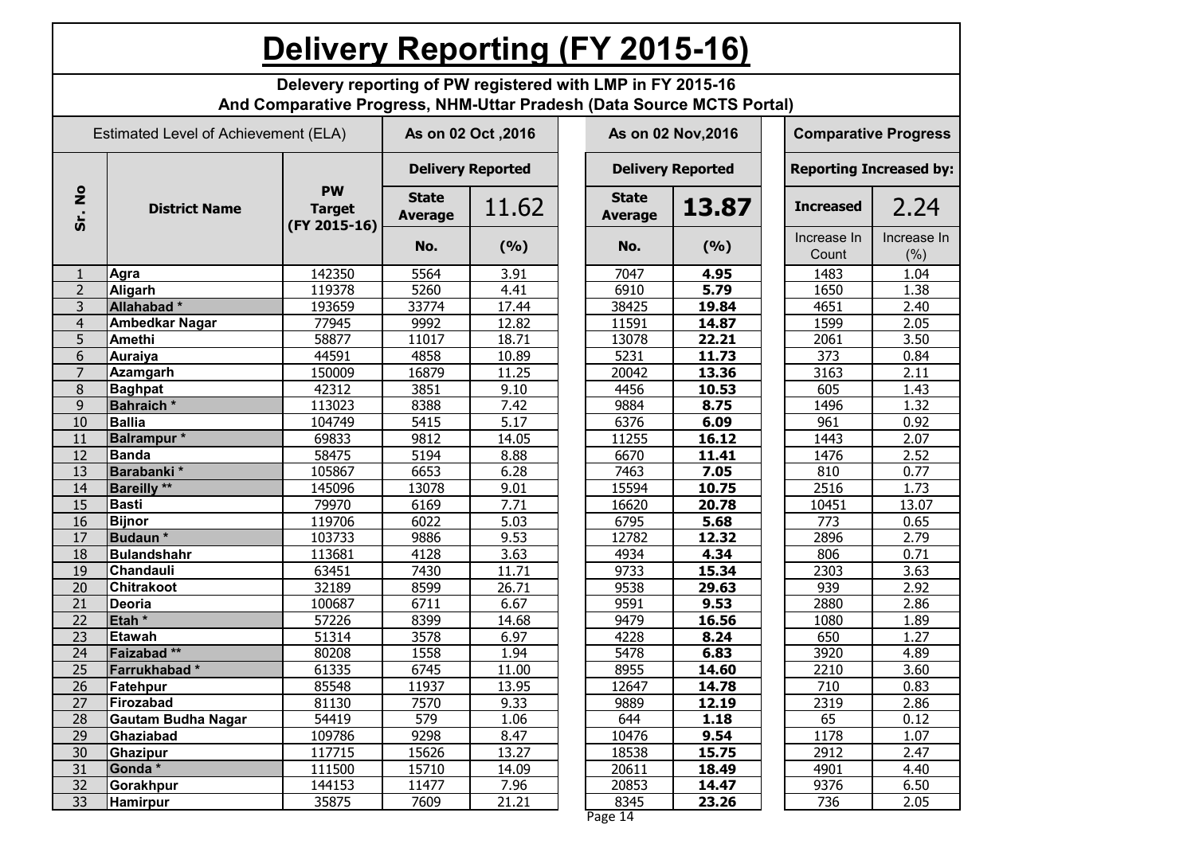# Delivery Reporting (FY 2015-16)

**Delevery reporting of PW registered with LMP in FY 2015-16**
**And Comparative Progress, NHM-Uttar Pradesh (Data Source MCTS Portal)**

| Estimated Level of Achievement (ELA) | | | As on 02 Oct ,2016 | | As on 02 Nov,2016 | | Comparative Progress | |
|---|---|---|---|---|---|---|---|---|
| Sr. No | District Name | PW Target (FY 2015-16) | Delivery Reported | | Delivery Reported | | Reporting Increased by: | |
| | | | State Average | 11.62 | State Average | **13.87** | Increased | 2.24 |
| | | | No. | (%) | No. | (%) | Increase In Count | Increase In (%) |
| 1 | Agra | 142350 | 5564 | 3.91 | 7047 | **4.95** | 1483 | 1.04 |
| 2 | Aligarh | 119378 | 5260 | 4.41 | 6910 | **5.79** | 1650 | 1.38 |
| 3 | Allahabad * | 193659 | 33774 | 17.44 | 38425 | **19.84** | 4651 | 2.40 |
| 4 | Ambedkar Nagar | 77945 | 9992 | 12.82 | 11591 | **14.87** | 1599 | 2.05 |
| 5 | Amethi | 58877 | 11017 | 18.71 | 13078 | **22.21** | 2061 | 3.50 |
| 6 | Auraiya | 44591 | 4858 | 10.89 | 5231 | **11.73** | 373 | 0.84 |
| 7 | Azamgarh | 150009 | 16879 | 11.25 | 20042 | **13.36** | 3163 | 2.11 |
| 8 | Baghpat | 42312 | 3851 | 9.10 | 4456 | **10.53** | 605 | 1.43 |
| 9 | Bahraich * | 113023 | 8388 | 7.42 | 9884 | **8.75** | 1496 | 1.32 |
| 10 | Ballia | 104749 | 5415 | 5.17 | 6376 | **6.09** | 961 | 0.92 |
| 11 | Balrampur * | 69833 | 9812 | 14.05 | 11255 | **16.12** | 1443 | 2.07 |
| 12 | Banda | 58475 | 5194 | 8.88 | 6670 | **11.41** | 1476 | 2.52 |
| 13 | Barabanki * | 105867 | 6653 | 6.28 | 7463 | **7.05** | 810 | 0.77 |
| 14 | Bareilly ** | 145096 | 13078 | 9.01 | 15594 | **10.75** | 2516 | 1.73 |
| 15 | Basti | 79970 | 6169 | 7.71 | 16620 | **20.78** | 10451 | 13.07 |
| 16 | Bijnor | 119706 | 6022 | 5.03 | 6795 | **5.68** | 773 | 0.65 |
| 17 | Budaun * | 103733 | 9886 | 9.53 | 12782 | **12.32** | 2896 | 2.79 |
| 18 | Bulandshahr | 113681 | 4128 | 3.63 | 4934 | **4.34** | 806 | 0.71 |
| 19 | Chandauli | 63451 | 7430 | 11.71 | 9733 | **15.34** | 2303 | 3.63 |
| 20 | Chitrakoot | 32189 | 8599 | 26.71 | 9538 | **29.63** | 939 | 2.92 |
| 21 | Deoria | 100687 | 6711 | 6.67 | 9591 | **9.53** | 2880 | 2.86 |
| 22 | Etah * | 57226 | 8399 | 14.68 | 9479 | **16.56** | 1080 | 1.89 |
| 23 | Etawah | 51314 | 3578 | 6.97 | 4228 | **8.24** | 650 | 1.27 |
| 24 | Faizabad ** | 80208 | 1558 | 1.94 | 5478 | **6.83** | 3920 | 4.89 |
| 25 | Farrukhabad * | 61335 | 6745 | 11.00 | 8955 | **14.60** | 2210 | 3.60 |
| 26 | Fatehpur | 85548 | 11937 | 13.95 | 12647 | **14.78** | 710 | 0.83 |
| 27 | Firozabad | 81130 | 7570 | 9.33 | 9889 | **12.19** | 2319 | 2.86 |
| 28 | Gautam Budha Nagar | 54419 | 579 | 1.06 | 644 | **1.18** | 65 | 0.12 |
| 29 | Ghaziabad | 109786 | 9298 | 8.47 | 10476 | **9.54** | 1178 | 1.07 |
| 30 | Ghazipur | 117715 | 15626 | 13.27 | 18538 | **15.75** | 2912 | 2.47 |
| 31 | Gonda * | 111500 | 15710 | 14.09 | 20611 | **18.49** | 4901 | 4.40 |
| 32 | Gorakhpur | 144153 | 11477 | 7.96 | 20853 | **14.47** | 9376 | 6.50 |
| 33 | Hamirpur | 35875 | 7609 | 21.21 | 8345 | **23.26** | 736 | 2.05 |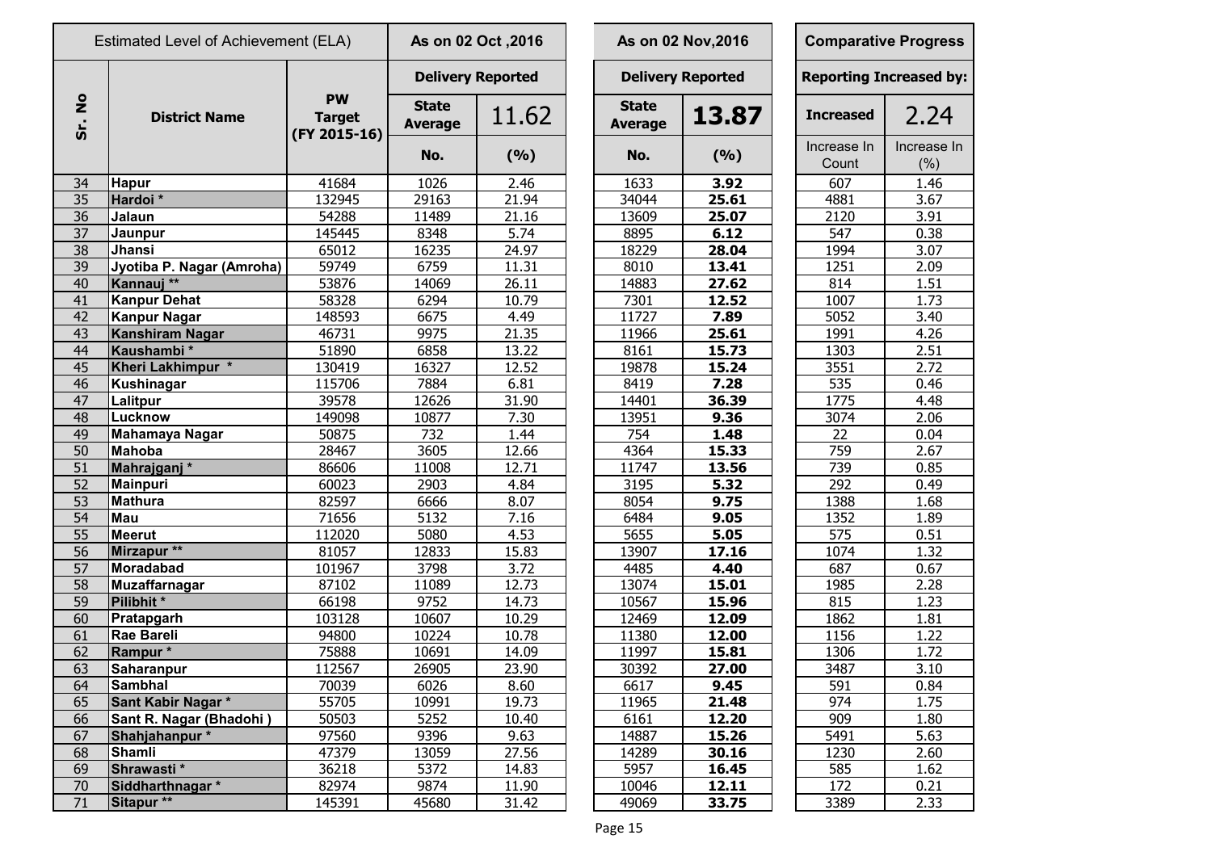| Estimated Level of Achievement (ELA) | | | As on 02 Oct ,2016 | | As on 02 Nov,2016 | | Comparative Progress | |
|---|---|---|---|---|---|---|---|---|
| Sr. No | District Name | PW Target (FY 2015-16) | Delivery Reported | | Delivery Reported | | Reporting Increased by: | |
| | | | State Average | 11.62 | State Average | **13.87** | **Increased** | 2.24 |
| | | | No. | (%) | No. | (%) | Increase In Count | Increase In (%) |
| 34 | **Hapur** | 41684 | 1026 | 2.46 | 1633 | **3.92** | 607 | 1.46 |
| 35 | **Hardoi *** | 132945 | 29163 | 21.94 | 34044 | **25.61** | 4881 | 3.67 |
| 36 | **Jalaun** | 54288 | 11489 | 21.16 | 13609 | **25.07** | 2120 | 3.91 |
| 37 | **Jaunpur** | 145445 | 8348 | 5.74 | 8895 | **6.12** | 547 | 0.38 |
| 38 | **Jhansi** | 65012 | 16235 | 24.97 | 18229 | **28.04** | 1994 | 3.07 |
| 39 | **Jyotiba P. Nagar (Amroha)** | 59749 | 6759 | 11.31 | 8010 | **13.41** | 1251 | 2.09 |
| 40 | **Kannauj **** | 53876 | 14069 | 26.11 | 14883 | **27.62** | 814 | 1.51 |
| 41 | **Kanpur Dehat** | 58328 | 6294 | 10.79 | 7301 | **12.52** | 1007 | 1.73 |
| 42 | **Kanpur Nagar** | 148593 | 6675 | 4.49 | 11727 | **7.89** | 5052 | 3.40 |
| 43 | **Kanshiram Nagar** | 46731 | 9975 | 21.35 | 11966 | **25.61** | 1991 | 4.26 |
| 44 | **Kaushambi *** | 51890 | 6858 | 13.22 | 8161 | **15.73** | 1303 | 2.51 |
| 45 | **Kheri Lakhimpur *** | 130419 | 16327 | 12.52 | 19878 | **15.24** | 3551 | 2.72 |
| 46 | **Kushinagar** | 115706 | 7884 | 6.81 | 8419 | **7.28** | 535 | 0.46 |
| 47 | **Lalitpur** | 39578 | 12626 | 31.90 | 14401 | **36.39** | 1775 | 4.48 |
| 48 | **Lucknow** | 149098 | 10877 | 7.30 | 13951 | **9.36** | 3074 | 2.06 |
| 49 | **Mahamaya Nagar** | 50875 | 732 | 1.44 | 754 | **1.48** | 22 | 0.04 |
| 50 | **Mahoba** | 28467 | 3605 | 12.66 | 4364 | **15.33** | 759 | 2.67 |
| 51 | **Mahrajganj *** | 86606 | 11008 | 12.71 | 11747 | **13.56** | 739 | 0.85 |
| 52 | **Mainpuri** | 60023 | 2903 | 4.84 | 3195 | **5.32** | 292 | 0.49 |
| 53 | **Mathura** | 82597 | 6666 | 8.07 | 8054 | **9.75** | 1388 | 1.68 |
| 54 | **Mau** | 71656 | 5132 | 7.16 | 6484 | **9.05** | 1352 | 1.89 |
| 55 | **Meerut** | 112020 | 5080 | 4.53 | 5655 | **5.05** | 575 | 0.51 |
| 56 | **Mirzapur **** | 81057 | 12833 | 15.83 | 13907 | **17.16** | 1074 | 1.32 |
| 57 | **Moradabad** | 101967 | 3798 | 3.72 | 4485 | **4.40** | 687 | 0.67 |
| 58 | **Muzaffarnagar** | 87102 | 11089 | 12.73 | 13074 | **15.01** | 1985 | 2.28 |
| 59 | **Pilibhit *** | 66198 | 9752 | 14.73 | 10567 | **15.96** | 815 | 1.23 |
| 60 | **Pratapgarh** | 103128 | 10607 | 10.29 | 12469 | **12.09** | 1862 | 1.81 |
| 61 | **Rae Bareli** | 94800 | 10224 | 10.78 | 11380 | **12.00** | 1156 | 1.22 |
| 62 | **Rampur *** | 75888 | 10691 | 14.09 | 11997 | **15.81** | 1306 | 1.72 |
| 63 | **Saharanpur** | 112567 | 26905 | 23.90 | 30392 | **27.00** | 3487 | 3.10 |
| 64 | **Sambhal** | 70039 | 6026 | 8.60 | 6617 | **9.45** | 591 | 0.84 |
| 65 | **Sant Kabir Nagar *** | 55705 | 10991 | 19.73 | 11965 | **21.48** | 974 | 1.75 |
| 66 | **Sant R. Nagar (Bhadohi )** | 50503 | 5252 | 10.40 | 6161 | **12.20** | 909 | 1.80 |
| 67 | **Shahjahanpur *** | 97560 | 9396 | 9.63 | 14887 | **15.26** | 5491 | 5.63 |
| 68 | **Shamli** | 47379 | 13059 | 27.56 | 14289 | **30.16** | 1230 | 2.60 |
| 69 | **Shrawasti *** | 36218 | 5372 | 14.83 | 5957 | **16.45** | 585 | 1.62 |
| 70 | **Siddharthnagar *** | 82974 | 9874 | 11.90 | 10046 | **12.11** | 172 | 0.21 |
| 71 | **Sitapur **** | 145391 | 45680 | 31.42 | 49069 | **33.75** | 3389 | 2.33 |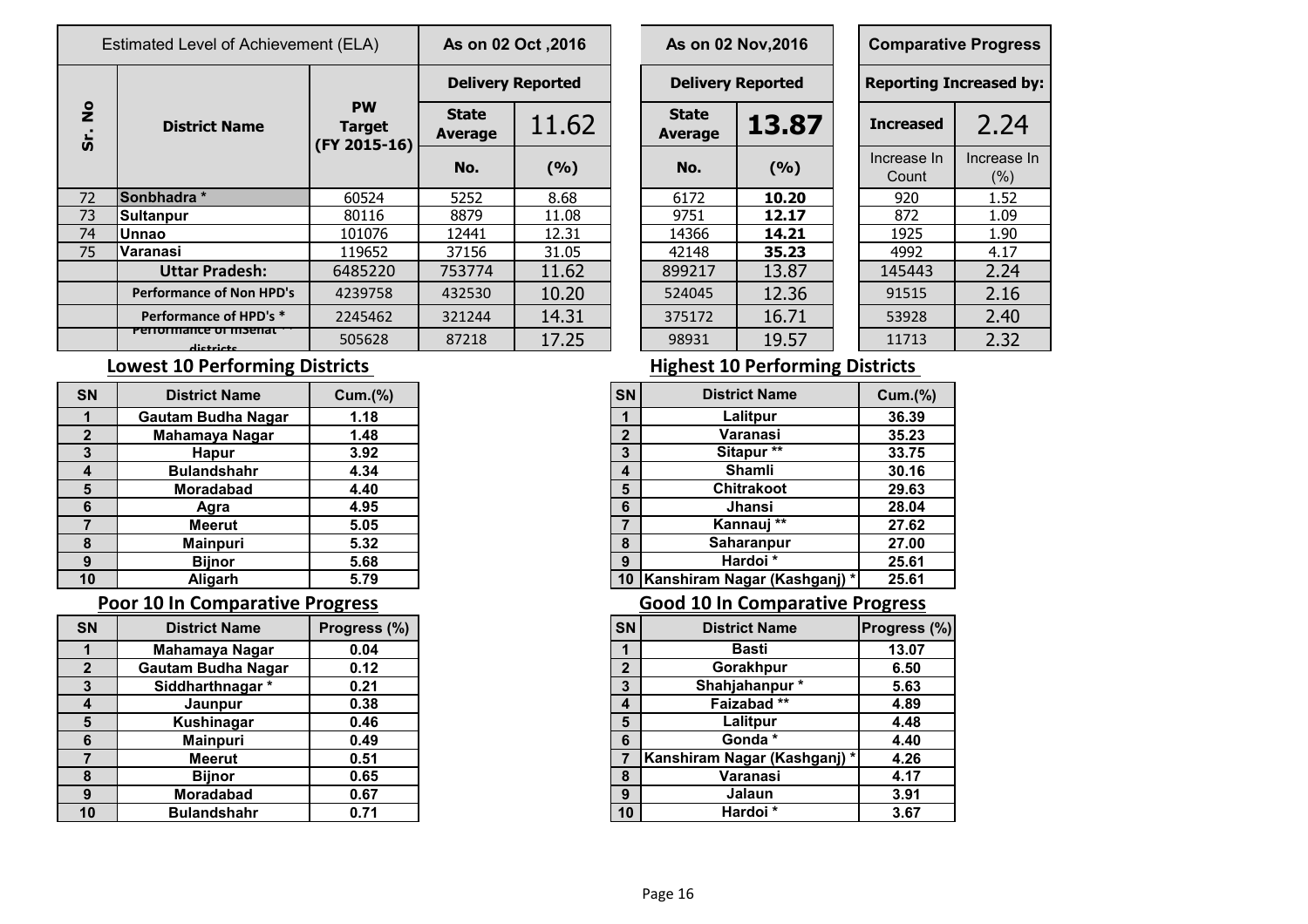| Estimated Level of Achievement (ELA) | | | As on 02 Oct ,2016 | | As on 02 Nov,2016 | | Comparative Progress | |
|---|---|---|---|---|---|---|---|---|
| Sr. No | District Name | PW Target (FY 2015-16) | Delivery Reported | | Delivery Reported | | Reporting Increased by: | |
| | | | State Average | 11.62 | State Average | 13.87 | Increased | 2.24 |
| | | | No. | (%) | No. | (%) | Increase In Count | Increase In (%) |
| 72 | Sonbhadra * | 60524 | 5252 | 8.68 | 6172 | **10.20** | 920 | 1.52 |
| 73 | Sultanpur | 80116 | 8879 | 11.08 | 9751 | **12.17** | 872 | 1.09 |
| 74 | Unnao | 101076 | 12441 | 12.31 | 14366 | **14.21** | 1925 | 1.90 |
| 75 | Varanasi | 119652 | 37156 | 31.05 | 42148 | **35.23** | 4992 | 4.17 |
| | **Uttar Pradesh:** | 6485220 | 753774 | 11.62 | 899217 | 13.87 | 145443 | 2.24 |
| | **Performance of Non HPD's** | 4239758 | 432530 | 10.20 | 524045 | 12.36 | 91515 | 2.16 |
| | **Performance of HPD's *** | 2245462 | 321244 | 14.31 | 375172 | 16.71 | 53928 | 2.40 |
| | **Performance of misenat \*\* districts** | 505628 | 87218 | 17.25 | 98931 | 19.57 | 11713 | 2.32 |

## Lowest 10 Performing Districts

| SN | District Name | Cum.(%) |
|---|---|---|
| 1 | Gautam Budha Nagar | 1.18 |
| 2 | Mahamaya Nagar | 1.48 |
| 3 | Hapur | 3.92 |
| 4 | Bulandshahr | 4.34 |
| 5 | Moradabad | 4.40 |
| 6 | Agra | 4.95 |
| 7 | Meerut | 5.05 |
| 8 | Mainpuri | 5.32 |
| 9 | Bijnor | 5.68 |
| 10 | Aligarh | 5.79 |

## Highest 10 Performing Districts

| SN | District Name | Cum.(%) |
|---|---|---|
| 1 | Lalitpur | 36.39 |
| 2 | Varanasi | 35.23 |
| 3 | Sitapur ** | 33.75 |
| 4 | Shamli | 30.16 |
| 5 | Chitrakoot | 29.63 |
| 6 | Jhansi | 28.04 |
| 7 | Kannauj ** | 27.62 |
| 8 | Saharanpur | 27.00 |
| 9 | Hardoi * | 25.61 |
| 10 | Kanshiram Nagar (Kashganj) * | 25.61 |

## Poor 10 In Comparative Progress

| SN | District Name | Progress (%) |
|---|---|---|
| 1 | Mahamaya Nagar | 0.04 |
| 2 | Gautam Budha Nagar | 0.12 |
| 3 | Siddharthnagar * | 0.21 |
| 4 | Jaunpur | 0.38 |
| 5 | Kushinagar | 0.46 |
| 6 | Mainpuri | 0.49 |
| 7 | Meerut | 0.51 |
| 8 | Bijnor | 0.65 |
| 9 | Moradabad | 0.67 |
| 10 | Bulandshahr | 0.71 |

## Good 10 In Comparative Progress

| SN | District Name | Progress (%) |
|---|---|---|
| 1 | Basti | 13.07 |
| 2 | Gorakhpur | 6.50 |
| 3 | Shahjahanpur * | 5.63 |
| 4 | Faizabad ** | 4.89 |
| 5 | Lalitpur | 4.48 |
| 6 | Gonda * | 4.40 |
| 7 | Kanshiram Nagar (Kashganj) * | 4.26 |
| 8 | Varanasi | 4.17 |
| 9 | Jalaun | 3.91 |
| 10 | Hardoi * | 3.67 |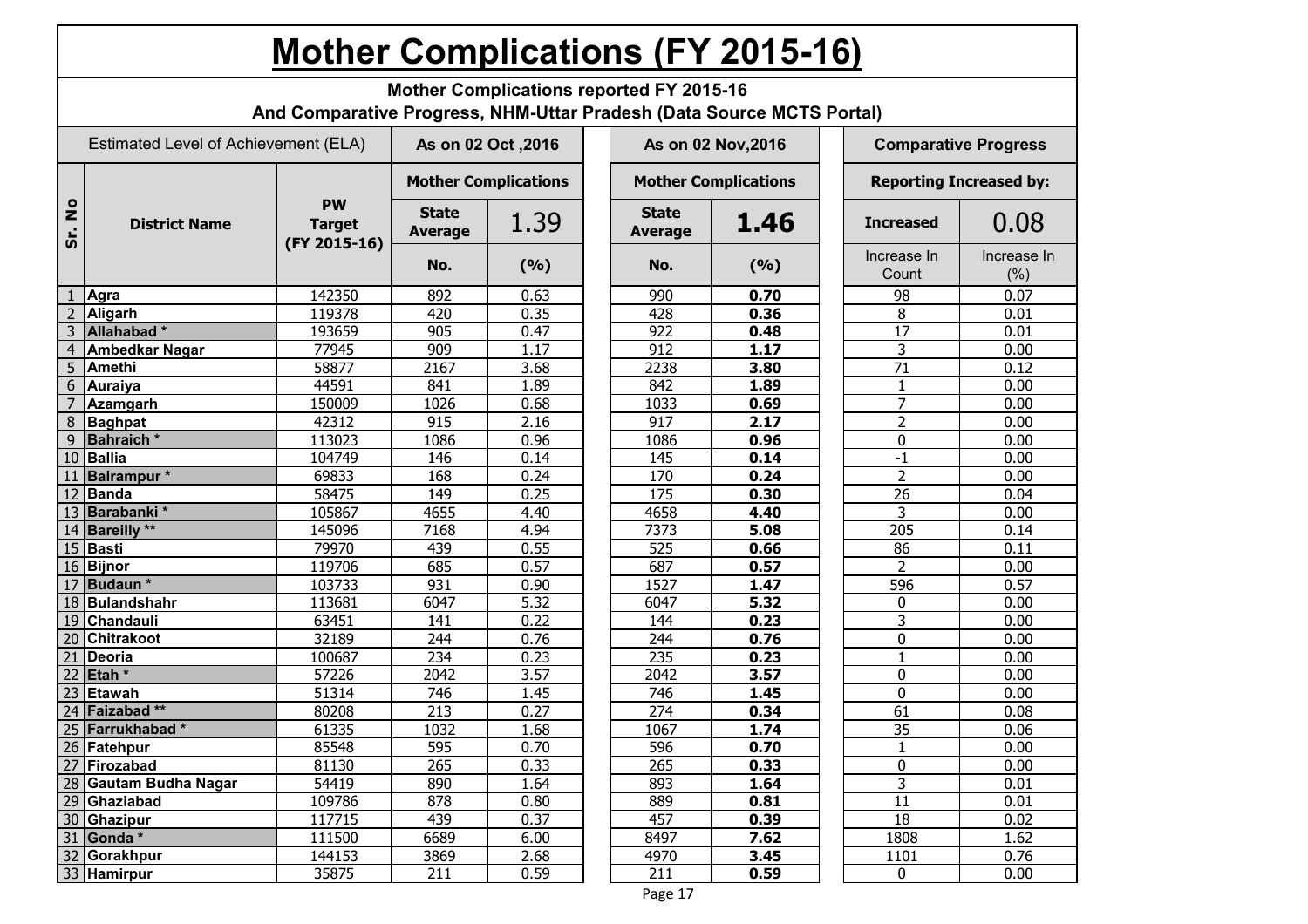# Mother Complications (FY 2015-16)

**Mother Complications reported FY 2015-16**
**And Comparative Progress, NHM-Uttar Pradesh (Data Source MCTS Portal)**

| Estimated Level of Achievement (ELA) | | | As on 02 Oct ,2016 | | As on 02 Nov,2016 | | Comparative Progress | |
|---|---|---|---|---|---|---|---|---|
| | | | Mother Complications | | Mother Complications | | Reporting Increased by: | |
| Sr. No | District Name | PW Target (FY 2015-16) | State Average | 1.39 | State Average | **1.46** | Increased | 0.08 |
| | | | No. | (%) | No. | (%) | Increase In Count | Increase In (%) |
| 1 | Agra | 142350 | 892 | 0.63 | 990 | **0.70** | 98 | 0.07 |
| 2 | Aligarh | 119378 | 420 | 0.35 | 428 | **0.36** | 8 | 0.01 |
| 3 | Allahabad * | 193659 | 905 | 0.47 | 922 | **0.48** | 17 | 0.01 |
| 4 | Ambedkar Nagar | 77945 | 909 | 1.17 | 912 | **1.17** | 3 | 0.00 |
| 5 | Amethi | 58877 | 2167 | 3.68 | 2238 | **3.80** | 71 | 0.12 |
| 6 | Auraiya | 44591 | 841 | 1.89 | 842 | **1.89** | 1 | 0.00 |
| 7 | Azamgarh | 150009 | 1026 | 0.68 | 1033 | **0.69** | 7 | 0.00 |
| 8 | Baghpat | 42312 | 915 | 2.16 | 917 | **2.17** | 2 | 0.00 |
| 9 | Bahraich * | 113023 | 1086 | 0.96 | 1086 | **0.96** | 0 | 0.00 |
| 10 | Ballia | 104749 | 146 | 0.14 | 145 | **0.14** | -1 | 0.00 |
| 11 | Balrampur * | 69833 | 168 | 0.24 | 170 | **0.24** | 2 | 0.00 |
| 12 | Banda | 58475 | 149 | 0.25 | 175 | **0.30** | 26 | 0.04 |
| 13 | Barabanki * | 105867 | 4655 | 4.40 | 4658 | **4.40** | 3 | 0.00 |
| 14 | Bareilly ** | 145096 | 7168 | 4.94 | 7373 | **5.08** | 205 | 0.14 |
| 15 | Basti | 79970 | 439 | 0.55 | 525 | **0.66** | 86 | 0.11 |
| 16 | Bijnor | 119706 | 685 | 0.57 | 687 | **0.57** | 2 | 0.00 |
| 17 | Budaun * | 103733 | 931 | 0.90 | 1527 | **1.47** | 596 | 0.57 |
| 18 | Bulandshahr | 113681 | 6047 | 5.32 | 6047 | **5.32** | 0 | 0.00 |
| 19 | Chandauli | 63451 | 141 | 0.22 | 144 | **0.23** | 3 | 0.00 |
| 20 | Chitrakoot | 32189 | 244 | 0.76 | 244 | **0.76** | 0 | 0.00 |
| 21 | Deoria | 100687 | 234 | 0.23 | 235 | **0.23** | 1 | 0.00 |
| 22 | Etah * | 57226 | 2042 | 3.57 | 2042 | **3.57** | 0 | 0.00 |
| 23 | Etawah | 51314 | 746 | 1.45 | 746 | **1.45** | 0 | 0.00 |
| 24 | Faizabad ** | 80208 | 213 | 0.27 | 274 | **0.34** | 61 | 0.08 |
| 25 | Farrukhabad * | 61335 | 1032 | 1.68 | 1067 | **1.74** | 35 | 0.06 |
| 26 | Fatehpur | 85548 | 595 | 0.70 | 596 | **0.70** | 1 | 0.00 |
| 27 | Firozabad | 81130 | 265 | 0.33 | 265 | **0.33** | 0 | 0.00 |
| 28 | Gautam Budha Nagar | 54419 | 890 | 1.64 | 893 | **1.64** | 3 | 0.01 |
| 29 | Ghaziabad | 109786 | 878 | 0.80 | 889 | **0.81** | 11 | 0.01 |
| 30 | Ghazipur | 117715 | 439 | 0.37 | 457 | **0.39** | 18 | 0.02 |
| 31 | Gonda * | 111500 | 6689 | 6.00 | 8497 | **7.62** | 1808 | 1.62 |
| 32 | Gorakhpur | 144153 | 3869 | 2.68 | 4970 | **3.45** | 1101 | 0.76 |
| 33 | Hamirpur | 35875 | 211 | 0.59 | 211 | **0.59** | 0 | 0.00 |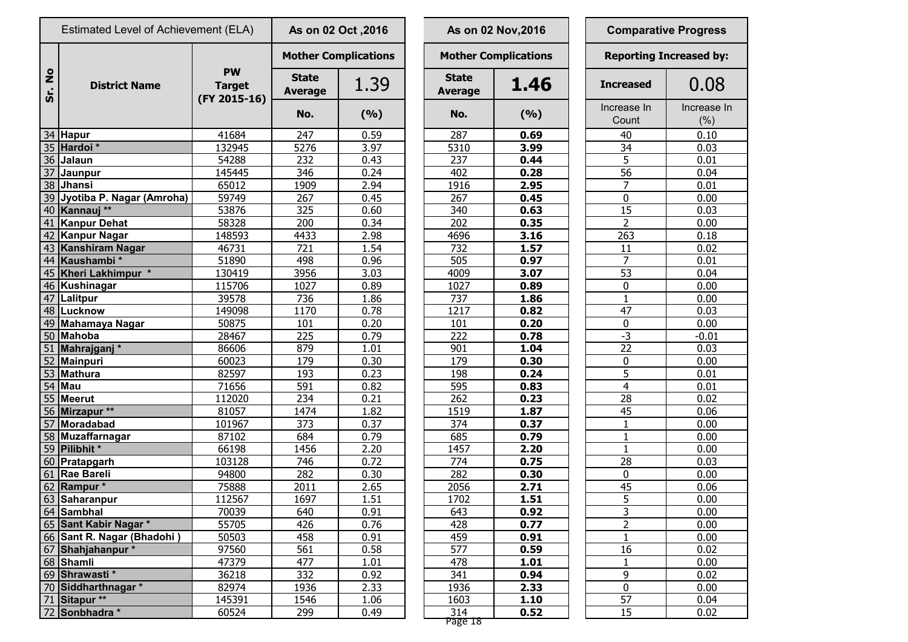| Estimated Level of Achievement (ELA) | | | As on 02 Oct ,2016 | | As on 02 Nov,2016 | | Comparative Progress | |
|---|---|---|---|---|---|---|---|---|
| Sr. No | District Name | PW Target (FY 2015-16) | Mother Complications | | Mother Complications | | Reporting Increased by: | |
| | | | State Average | 1.39 | State Average | **1.46** | **Increased** | 0.08 |
| | | | No. | (%) | No. | (%) | Increase In Count | Increase In (%) |
| 34 | **Hapur** | 41684 | 247 | 0.59 | 287 | **0.69** | 40 | 0.10 |
| 35 | **Hardoi** * | 132945 | 5276 | 3.97 | 5310 | **3.99** | 34 | 0.03 |
| 36 | **Jalaun** | 54288 | 232 | 0.43 | 237 | **0.44** | 5 | 0.01 |
| 37 | **Jaunpur** | 145445 | 346 | 0.24 | 402 | **0.28** | 56 | 0.04 |
| 38 | **Jhansi** | 65012 | 1909 | 2.94 | 1916 | **2.95** | 7 | 0.01 |
| 39 | **Jyotiba P. Nagar (Amroha)** | 59749 | 267 | 0.45 | 267 | **0.45** | 0 | 0.00 |
| 40 | **Kannauj** ** | 53876 | 325 | 0.60 | 340 | **0.63** | 15 | 0.03 |
| 41 | **Kanpur Dehat** | 58328 | 200 | 0.34 | 202 | **0.35** | 2 | 0.00 |
| 42 | **Kanpur Nagar** | 148593 | 4433 | 2.98 | 4696 | **3.16** | 263 | 0.18 |
| 43 | **Kanshiram Nagar** | 46731 | 721 | 1.54 | 732 | **1.57** | 11 | 0.02 |
| 44 | **Kaushambi** * | 51890 | 498 | 0.96 | 505 | **0.97** | 7 | 0.01 |
| 45 | **Kheri Lakhimpur** * | 130419 | 3956 | 3.03 | 4009 | **3.07** | 53 | 0.04 |
| 46 | **Kushinagar** | 115706 | 1027 | 0.89 | 1027 | **0.89** | 0 | 0.00 |
| 47 | **Lalitpur** | 39578 | 736 | 1.86 | 737 | **1.86** | 1 | 0.00 |
| 48 | **Lucknow** | 149098 | 1170 | 0.78 | 1217 | **0.82** | 47 | 0.03 |
| 49 | **Mahamaya Nagar** | 50875 | 101 | 0.20 | 101 | **0.20** | 0 | 0.00 |
| 50 | **Mahoba** | 28467 | 225 | 0.79 | 222 | **0.78** | -3 | -0.01 |
| 51 | **Mahrajganj** * | 86606 | 879 | 1.01 | 901 | **1.04** | 22 | 0.03 |
| 52 | **Mainpuri** | 60023 | 179 | 0.30 | 179 | **0.30** | 0 | 0.00 |
| 53 | **Mathura** | 82597 | 193 | 0.23 | 198 | **0.24** | 5 | 0.01 |
| 54 | **Mau** | 71656 | 591 | 0.82 | 595 | **0.83** | 4 | 0.01 |
| 55 | **Meerut** | 112020 | 234 | 0.21 | 262 | **0.23** | 28 | 0.02 |
| 56 | **Mirzapur** ** | 81057 | 1474 | 1.82 | 1519 | **1.87** | 45 | 0.06 |
| 57 | **Moradabad** | 101967 | 373 | 0.37 | 374 | **0.37** | 1 | 0.00 |
| 58 | **Muzaffarnagar** | 87102 | 684 | 0.79 | 685 | **0.79** | 1 | 0.00 |
| 59 | **Pilibhit** * | 66198 | 1456 | 2.20 | 1457 | **2.20** | 1 | 0.00 |
| 60 | **Pratapgarh** | 103128 | 746 | 0.72 | 774 | **0.75** | 28 | 0.03 |
| 61 | **Rae Bareli** | 94800 | 282 | 0.30 | 282 | **0.30** | 0 | 0.00 |
| 62 | **Rampur** * | 75888 | 2011 | 2.65 | 2056 | **2.71** | 45 | 0.06 |
| 63 | **Saharanpur** | 112567 | 1697 | 1.51 | 1702 | **1.51** | 5 | 0.00 |
| 64 | **Sambhal** | 70039 | 640 | 0.91 | 643 | **0.92** | 3 | 0.00 |
| 65 | **Sant Kabir Nagar** * | 55705 | 426 | 0.76 | 428 | **0.77** | 2 | 0.00 |
| 66 | **Sant R. Nagar (Bhadohi )** | 50503 | 458 | 0.91 | 459 | **0.91** | 1 | 0.00 |
| 67 | **Shahjahanpur** * | 97560 | 561 | 0.58 | 577 | **0.59** | 16 | 0.02 |
| 68 | **Shamli** | 47379 | 477 | 1.01 | 478 | **1.01** | 1 | 0.00 |
| 69 | **Shrawasti** * | 36218 | 332 | 0.92 | 341 | **0.94** | 9 | 0.02 |
| 70 | **Siddharthnagar** * | 82974 | 1936 | 2.33 | 1936 | **2.33** | 0 | 0.00 |
| 71 | **Sitapur** ** | 145391 | 1546 | 1.06 | 1603 | **1.10** | 57 | 0.04 |
| 72 | **Sonbhadra** * | 60524 | 299 | 0.49 | 314 | **0.52** | 15 | 0.02 |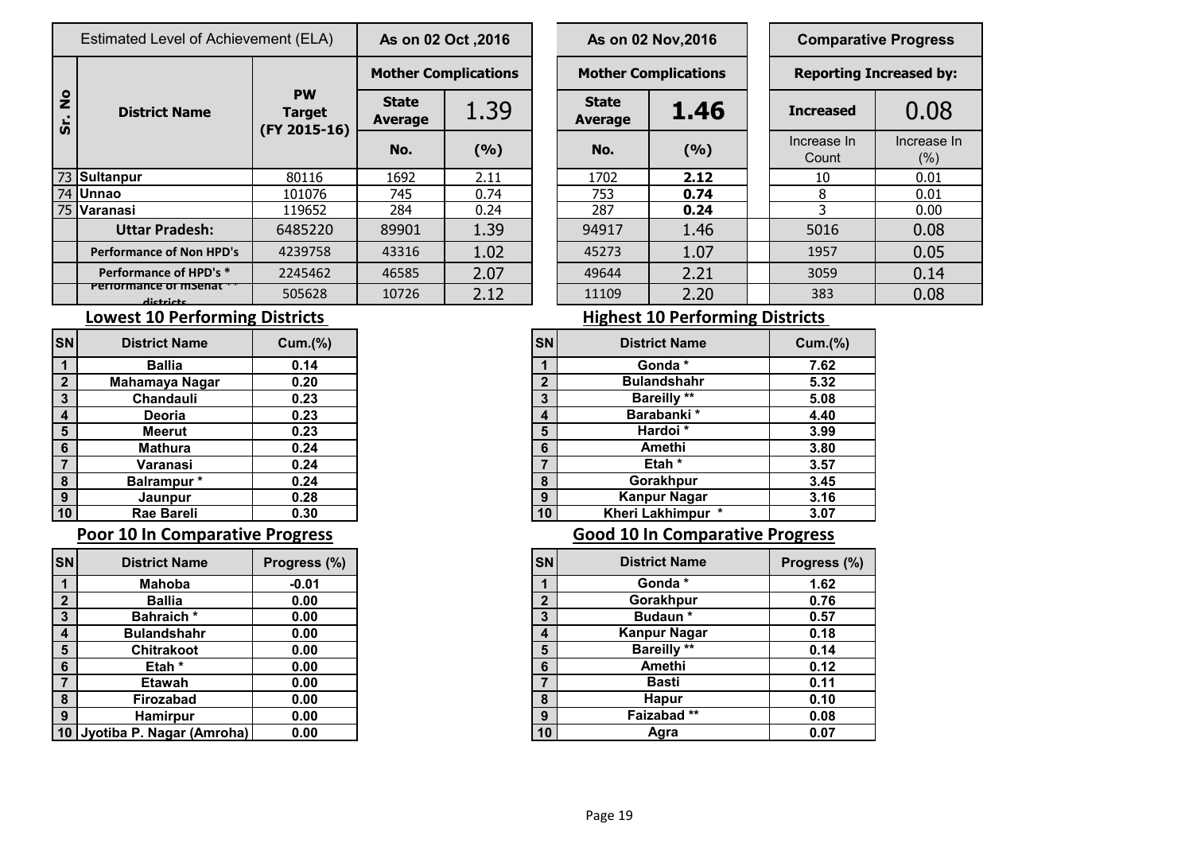| Sr. No | Estimated Level of Achievement (ELA) District Name | PW Target (FY 2015-16) | As on 02 Oct ,2016 Mother Complications | | As on 02 Nov,2016 Mother Complications | | Comparative Progress Reporting Increased by: | |
|---|---|---|---|---|---|---|---|---|
| | | | State Average | 1.39 | State Average | **1.46** | Increased | 0.08 |
| | | | No. | (%) | No. | (%) | Increase In Count | Increase In (%) |
| 73 | Sultanpur | 80116 | 1692 | 2.11 | 1702 | **2.12** | 10 | 0.01 |
| 74 | Unnao | 101076 | 745 | 0.74 | 753 | **0.74** | 8 | 0.01 |
| 75 | Varanasi | 119652 | 284 | 0.24 | 287 | **0.24** | 3 | 0.00 |
| | **Uttar Pradesh:** | 6485220 | 89901 | 1.39 | 94917 | 1.46 | 5016 | 0.08 |
| | **Performance of Non HPD's** | 4239758 | 43316 | 1.02 | 45273 | 1.07 | 1957 | 0.05 |
| | **Performance of HPD's *** | 2245462 | 46585 | 2.07 | 49644 | 2.21 | 3059 | 0.14 |
| | **Performance of mSehat ** districts** | 505628 | 10726 | 2.12 | 11109 | 2.20 | 383 | 0.08 |

## Lowest 10 Performing Districts

| SN | District Name | Cum.(%) |
|---|---|---|
| 1 | Ballia | 0.14 |
| 2 | Mahamaya Nagar | 0.20 |
| 3 | Chandauli | 0.23 |
| 4 | Deoria | 0.23 |
| 5 | Meerut | 0.23 |
| 6 | Mathura | 0.24 |
| 7 | Varanasi | 0.24 |
| 8 | Balrampur * | 0.24 |
| 9 | Jaunpur | 0.28 |
| 10 | Rae Bareli | 0.30 |

## Highest 10 Performing Districts

| SN | District Name | Cum.(%) |
|---|---|---|
| 1 | Gonda * | 7.62 |
| 2 | Bulandshahr | 5.32 |
| 3 | Bareilly ** | 5.08 |
| 4 | Barabanki * | 4.40 |
| 5 | Hardoi * | 3.99 |
| 6 | Amethi | 3.80 |
| 7 | Etah * | 3.57 |
| 8 | Gorakhpur | 3.45 |
| 9 | Kanpur Nagar | 3.16 |
| 10 | Kheri Lakhimpur * | 3.07 |

## Poor 10 In Comparative Progress

| SN | District Name | Progress (%) |
|---|---|---|
| 1 | Mahoba | -0.01 |
| 2 | Ballia | 0.00 |
| 3 | Bahraich * | 0.00 |
| 4 | Bulandshahr | 0.00 |
| 5 | Chitrakoot | 0.00 |
| 6 | Etah * | 0.00 |
| 7 | Etawah | 0.00 |
| 8 | Firozabad | 0.00 |
| 9 | Hamirpur | 0.00 |
| 10 | Jyotiba P. Nagar (Amroha) | 0.00 |

## Good 10 In Comparative Progress

| SN | District Name | Progress (%) |
|---|---|---|
| 1 | Gonda * | 1.62 |
| 2 | Gorakhpur | 0.76 |
| 3 | Budaun * | 0.57 |
| 4 | Kanpur Nagar | 0.18 |
| 5 | Bareilly ** | 0.14 |
| 6 | Amethi | 0.12 |
| 7 | Basti | 0.11 |
| 8 | Hapur | 0.10 |
| 9 | Faizabad ** | 0.08 |
| 10 | Agra | 0.07 |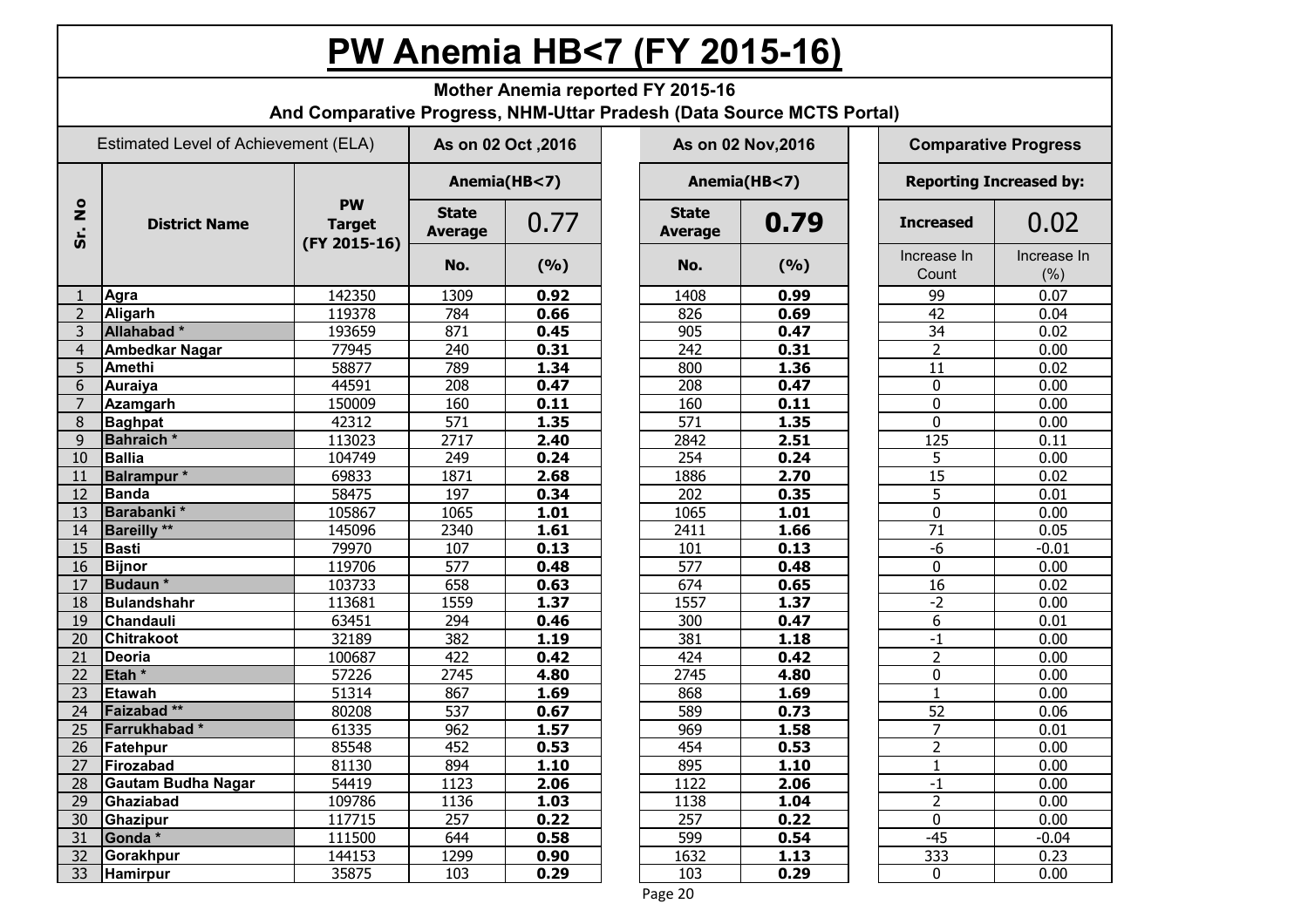# PW Anemia HB<7 (FY 2015-16)

**Mother Anemia reported FY 2015-16**
**And Comparative Progress, NHM-Uttar Pradesh (Data Source MCTS Portal)**

| Estimated Level of Achievement (ELA) | | | As on 02 Oct ,2016 | | As on 02 Nov,2016 | | Comparative Progress | |
|---|---|---|---|---|---|---|---|---|
| Sr. No | District Name | PW Target (FY 2015-16) | Anemia(HB<7) | | Anemia(HB<7) | | Reporting Increased by: | |
| | | | State Average | 0.77 | State Average | **0.79** | Increased | 0.02 |
| | | | No. | (%) | No. | (%) | Increase In Count | Increase In (%) |
| 1 | Agra | 142350 | 1309 | **0.92** | 1408 | **0.99** | 99 | 0.07 |
| 2 | Aligarh | 119378 | 784 | **0.66** | 826 | **0.69** | 42 | 0.04 |
| 3 | Allahabad * | 193659 | 871 | **0.45** | 905 | **0.47** | 34 | 0.02 |
| 4 | Ambedkar Nagar | 77945 | 240 | **0.31** | 242 | **0.31** | 2 | 0.00 |
| 5 | Amethi | 58877 | 789 | **1.34** | 800 | **1.36** | 11 | 0.02 |
| 6 | Auraiya | 44591 | 208 | **0.47** | 208 | **0.47** | 0 | 0.00 |
| 7 | Azamgarh | 150009 | 160 | **0.11** | 160 | **0.11** | 0 | 0.00 |
| 8 | Baghpat | 42312 | 571 | **1.35** | 571 | **1.35** | 0 | 0.00 |
| 9 | Bahraich * | 113023 | 2717 | **2.40** | 2842 | **2.51** | 125 | 0.11 |
| 10 | Ballia | 104749 | 249 | **0.24** | 254 | **0.24** | 5 | 0.00 |
| 11 | Balrampur * | 69833 | 1871 | **2.68** | 1886 | **2.70** | 15 | 0.02 |
| 12 | Banda | 58475 | 197 | **0.34** | 202 | **0.35** | 5 | 0.01 |
| 13 | Barabanki * | 105867 | 1065 | **1.01** | 1065 | **1.01** | 0 | 0.00 |
| 14 | Bareilly ** | 145096 | 2340 | **1.61** | 2411 | **1.66** | 71 | 0.05 |
| 15 | Basti | 79970 | 107 | **0.13** | 101 | **0.13** | -6 | -0.01 |
| 16 | Bijnor | 119706 | 577 | **0.48** | 577 | **0.48** | 0 | 0.00 |
| 17 | Budaun * | 103733 | 658 | **0.63** | 674 | **0.65** | 16 | 0.02 |
| 18 | Bulandshahr | 113681 | 1559 | **1.37** | 1557 | **1.37** | -2 | 0.00 |
| 19 | Chandauli | 63451 | 294 | **0.46** | 300 | **0.47** | 6 | 0.01 |
| 20 | Chitrakoot | 32189 | 382 | **1.19** | 381 | **1.18** | -1 | 0.00 |
| 21 | Deoria | 100687 | 422 | **0.42** | 424 | **0.42** | 2 | 0.00 |
| 22 | Etah * | 57226 | 2745 | **4.80** | 2745 | **4.80** | 0 | 0.00 |
| 23 | Etawah | 51314 | 867 | **1.69** | 868 | **1.69** | 1 | 0.00 |
| 24 | Faizabad ** | 80208 | 537 | **0.67** | 589 | **0.73** | 52 | 0.06 |
| 25 | Farrukhabad * | 61335 | 962 | **1.57** | 969 | **1.58** | 7 | 0.01 |
| 26 | Fatehpur | 85548 | 452 | **0.53** | 454 | **0.53** | 2 | 0.00 |
| 27 | Firozabad | 81130 | 894 | **1.10** | 895 | **1.10** | 1 | 0.00 |
| 28 | Gautam Budha Nagar | 54419 | 1123 | **2.06** | 1122 | **2.06** | -1 | 0.00 |
| 29 | Ghaziabad | 109786 | 1136 | **1.03** | 1138 | **1.04** | 2 | 0.00 |
| 30 | Ghazipur | 117715 | 257 | **0.22** | 257 | **0.22** | 0 | 0.00 |
| 31 | Gonda * | 111500 | 644 | **0.58** | 599 | **0.54** | -45 | -0.04 |
| 32 | Gorakhpur | 144153 | 1299 | **0.90** | 1632 | **1.13** | 333 | 0.23 |
| 33 | Hamirpur | 35875 | 103 | **0.29** | 103 | **0.29** | 0 | 0.00 |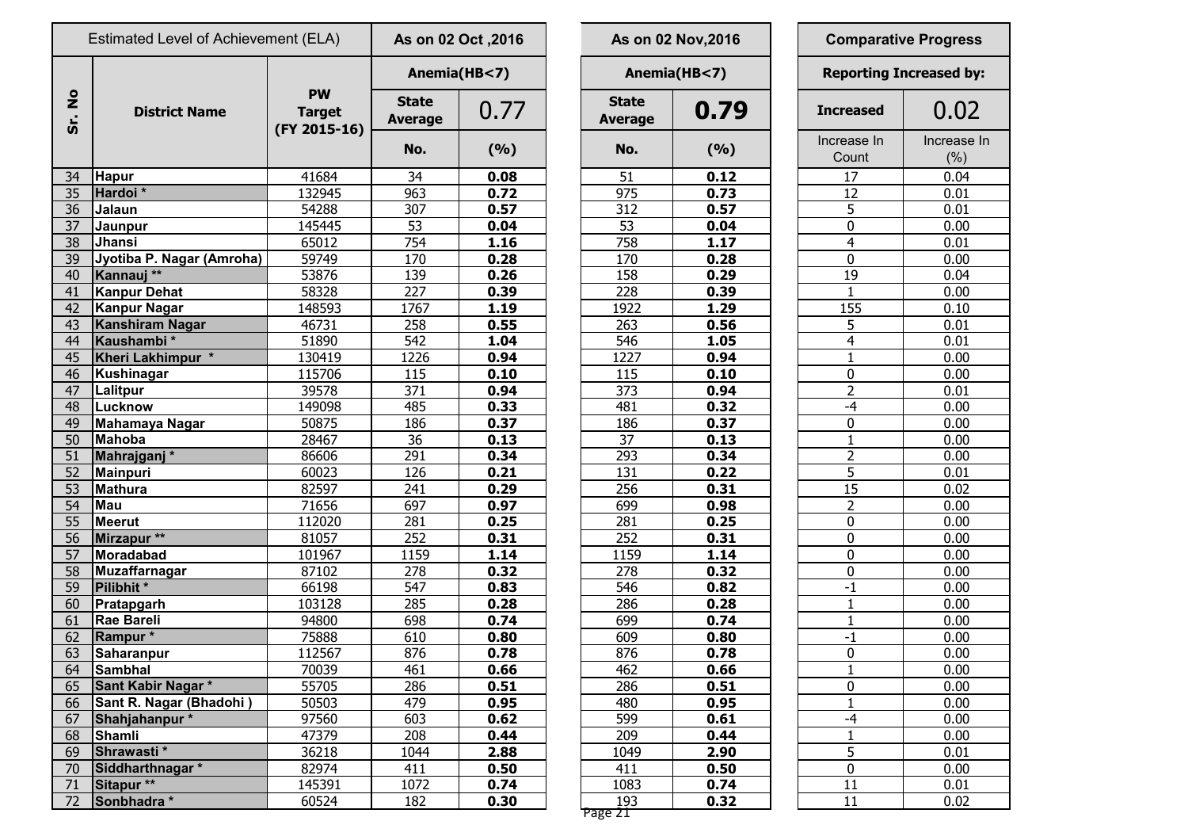| Sr. No | District Name | PW Target (FY 2015-16) | As on 02 Oct ,2016 | | As on 02 Nov,2016 | | Comparative Progress | |
|---|---|---|---|---|---|---|---|---|
| | Estimated Level of Achievement (ELA) | | Anemia(HB<7) | | Anemia(HB<7) | | Reporting Increased by: | |
| | | | State Average | 0.77 | State Average | 0.79 | Increased | 0.02 |
| | | | No. | (%) | No. | (%) | Increase In Count | Increase In (%) |
| 34 | Hapur | 41684 | 34 | 0.08 | 51 | 0.12 | 17 | 0.04 |
| 35 | Hardoi * | 132945 | 963 | 0.72 | 975 | 0.73 | 12 | 0.01 |
| 36 | Jalaun | 54288 | 307 | 0.57 | 312 | 0.57 | 5 | 0.01 |
| 37 | Jaunpur | 145445 | 53 | 0.04 | 53 | 0.04 | 0 | 0.00 |
| 38 | Jhansi | 65012 | 754 | 1.16 | 758 | 1.17 | 4 | 0.01 |
| 39 | Jyotiba P. Nagar (Amroha) | 59749 | 170 | 0.28 | 170 | 0.28 | 0 | 0.00 |
| 40 | Kannauj ** | 53876 | 139 | 0.26 | 158 | 0.29 | 19 | 0.04 |
| 41 | Kanpur Dehat | 58328 | 227 | 0.39 | 228 | 0.39 | 1 | 0.00 |
| 42 | Kanpur Nagar | 148593 | 1767 | 1.19 | 1922 | 1.29 | 155 | 0.10 |
| 43 | Kanshiram Nagar | 46731 | 258 | 0.55 | 263 | 0.56 | 5 | 0.01 |
| 44 | Kaushambi * | 51890 | 542 | 1.04 | 546 | 1.05 | 4 | 0.01 |
| 45 | Kheri Lakhimpur * | 130419 | 1226 | 0.94 | 1227 | 0.94 | 1 | 0.00 |
| 46 | Kushinagar | 115706 | 115 | 0.10 | 115 | 0.10 | 0 | 0.00 |
| 47 | Lalitpur | 39578 | 371 | 0.94 | 373 | 0.94 | 2 | 0.01 |
| 48 | Lucknow | 149098 | 485 | 0.33 | 481 | 0.32 | -4 | 0.00 |
| 49 | Mahamaya Nagar | 50875 | 186 | 0.37 | 186 | 0.37 | 0 | 0.00 |
| 50 | Mahoba | 28467 | 36 | 0.13 | 37 | 0.13 | 1 | 0.00 |
| 51 | Mahrajganj * | 86606 | 291 | 0.34 | 293 | 0.34 | 2 | 0.00 |
| 52 | Mainpuri | 60023 | 126 | 0.21 | 131 | 0.22 | 5 | 0.01 |
| 53 | Mathura | 82597 | 241 | 0.29 | 256 | 0.31 | 15 | 0.02 |
| 54 | Mau | 71656 | 697 | 0.97 | 699 | 0.98 | 2 | 0.00 |
| 55 | Meerut | 112020 | 281 | 0.25 | 281 | 0.25 | 0 | 0.00 |
| 56 | Mirzapur ** | 81057 | 252 | 0.31 | 252 | 0.31 | 0 | 0.00 |
| 57 | Moradabad | 101967 | 1159 | 1.14 | 1159 | 1.14 | 0 | 0.00 |
| 58 | Muzaffarnagar | 87102 | 278 | 0.32 | 278 | 0.32 | 0 | 0.00 |
| 59 | Pilibhit * | 66198 | 547 | 0.83 | 546 | 0.82 | -1 | 0.00 |
| 60 | Pratapgarh | 103128 | 285 | 0.28 | 286 | 0.28 | 1 | 0.00 |
| 61 | Rae Bareli | 94800 | 698 | 0.74 | 699 | 0.74 | 1 | 0.00 |
| 62 | Rampur * | 75888 | 610 | 0.80 | 609 | 0.80 | -1 | 0.00 |
| 63 | Saharanpur | 112567 | 876 | 0.78 | 876 | 0.78 | 0 | 0.00 |
| 64 | Sambhal | 70039 | 461 | 0.66 | 462 | 0.66 | 1 | 0.00 |
| 65 | Sant Kabir Nagar * | 55705 | 286 | 0.51 | 286 | 0.51 | 0 | 0.00 |
| 66 | Sant R. Nagar (Bhadohi ) | 50503 | 479 | 0.95 | 480 | 0.95 | 1 | 0.00 |
| 67 | Shahjahanpur * | 97560 | 603 | 0.62 | 599 | 0.61 | -4 | 0.00 |
| 68 | Shamli | 47379 | 208 | 0.44 | 209 | 0.44 | 1 | 0.00 |
| 69 | Shrawasti * | 36218 | 1044 | 2.88 | 1049 | 2.90 | 5 | 0.01 |
| 70 | Siddharthnagar * | 82974 | 411 | 0.50 | 411 | 0.50 | 0 | 0.00 |
| 71 | Sitapur ** | 145391 | 1072 | 0.74 | 1083 | 0.74 | 11 | 0.01 |
| 72 | Sonbhadra * | 60524 | 182 | 0.30 | 193 | 0.32 | 11 | 0.02 |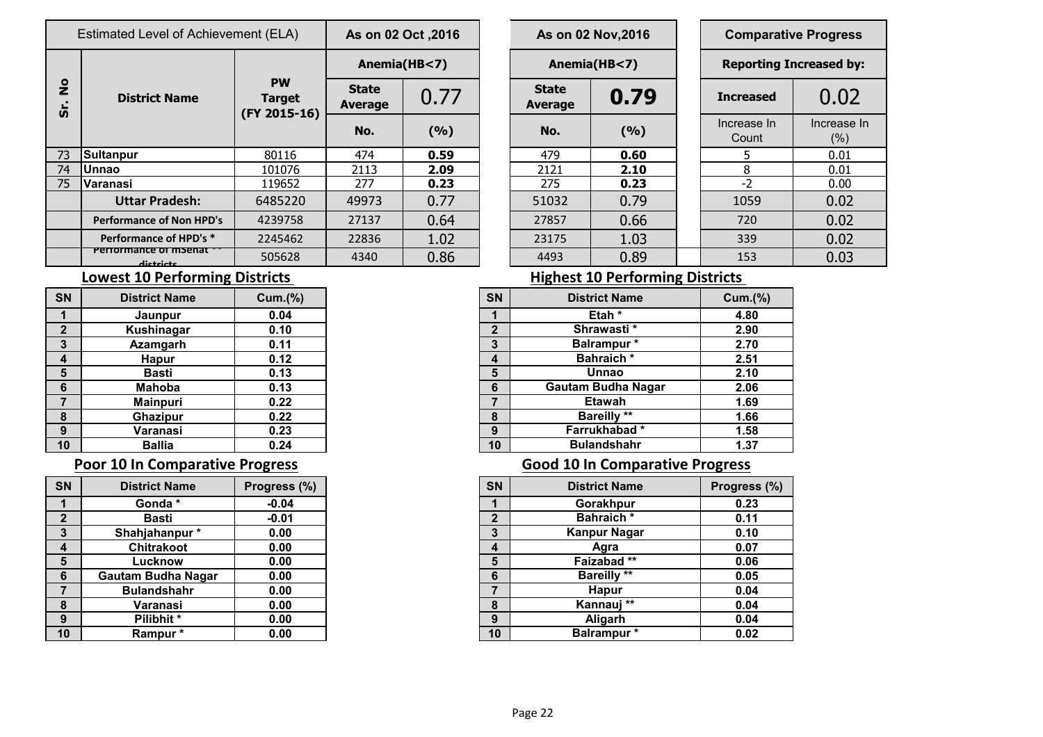| Sr. No | Estimated Level of Achievement (ELA) District Name | PW Target (FY 2015-16) | As on 02 Oct ,2016 Anemia(HB<7) State Average | 0.77 | As on 02 Nov,2016 Anemia(HB<7) State Average | **0.79** | Comparative Progress Reporting Increased by: Increased | 0.02 |
|---|---|---|---|---|---|---|---|---|
| | | | No. | (%) | No. | (%) | Increase In Count | Increase In (%) |
| 73 | **Sultanpur** | 80116 | 474 | **0.59** | 479 | **0.60** | 5 | 0.01 |
| 74 | **Unnao** | 101076 | 2113 | **2.09** | 2121 | **2.10** | 8 | 0.01 |
| 75 | **Varanasi** | 119652 | 277 | **0.23** | 275 | **0.23** | -2 | 0.00 |
| | **Uttar Pradesh:** | 6485220 | 49973 | 0.77 | 51032 | 0.79 | 1059 | 0.02 |
| | **Performance of Non HPD's** | 4239758 | 27137 | 0.64 | 27857 | 0.66 | 720 | 0.02 |
| | **Performance of HPD's *** | 2245462 | 22836 | 1.02 | 23175 | 1.03 | 339 | 0.02 |
| | **Performance of mSehat ** districts** | 505628 | 4340 | 0.86 | 4493 | 0.89 | 153 | 0.03 |

## Lowest 10 Performing Districts

| SN | District Name | Cum.(%) |
|---|---|---|
| 1 | Jaunpur | 0.04 |
| 2 | Kushinagar | 0.10 |
| 3 | Azamgarh | 0.11 |
| 4 | Hapur | 0.12 |
| 5 | Basti | 0.13 |
| 6 | Mahoba | 0.13 |
| 7 | Mainpuri | 0.22 |
| 8 | Ghazipur | 0.22 |
| 9 | Varanasi | 0.23 |
| 10 | Ballia | 0.24 |

## Highest 10 Performing Districts

| SN | District Name | Cum.(%) |
|---|---|---|
| 1 | Etah * | 4.80 |
| 2 | Shrawasti * | 2.90 |
| 3 | Balrampur * | 2.70 |
| 4 | Bahraich * | 2.51 |
| 5 | Unnao | 2.10 |
| 6 | Gautam Budha Nagar | 2.06 |
| 7 | Etawah | 1.69 |
| 8 | Bareilly ** | 1.66 |
| 9 | Farrukhabad * | 1.58 |
| 10 | Bulandshahr | 1.37 |

## Poor 10 In Comparative Progress

| SN | District Name | Progress (%) |
|---|---|---|
| 1 | Gonda * | -0.04 |
| 2 | Basti | -0.01 |
| 3 | Shahjahanpur * | 0.00 |
| 4 | Chitrakoot | 0.00 |
| 5 | Lucknow | 0.00 |
| 6 | Gautam Budha Nagar | 0.00 |
| 7 | Bulandshahr | 0.00 |
| 8 | Varanasi | 0.00 |
| 9 | Pilibhit * | 0.00 |
| 10 | Rampur * | 0.00 |

## Good 10 In Comparative Progress

| SN | District Name | Progress (%) |
|---|---|---|
| 1 | Gorakhpur | 0.23 |
| 2 | Bahraich * | 0.11 |
| 3 | Kanpur Nagar | 0.10 |
| 4 | Agra | 0.07 |
| 5 | Faizabad ** | 0.06 |
| 6 | Bareilly ** | 0.05 |
| 7 | Hapur | 0.04 |
| 8 | Kannauj ** | 0.04 |
| 9 | Aligarh | 0.04 |
| 10 | Balrampur * | 0.02 |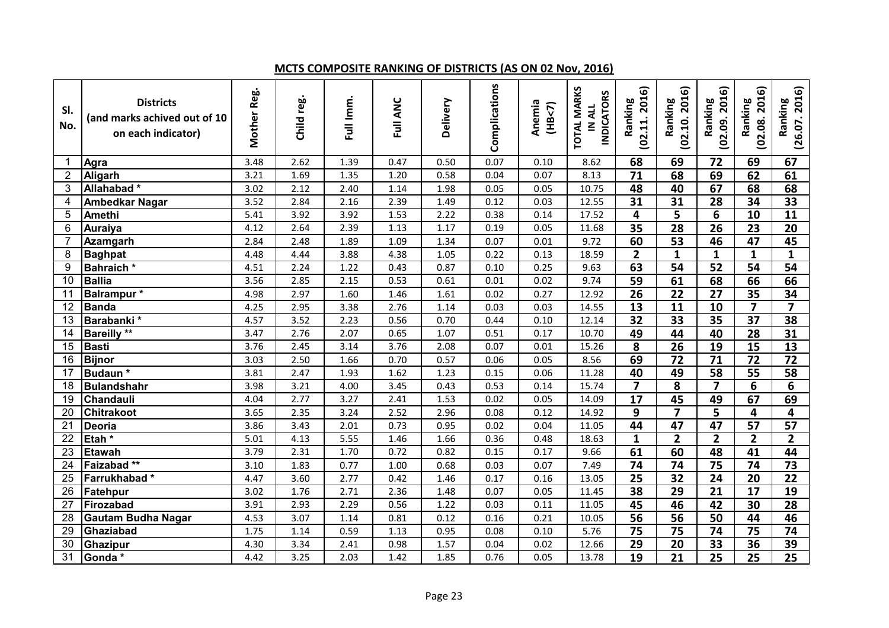## MCTS COMPOSITE RANKING OF DISTRICTS (AS ON 02 Nov, 2016)

| Sl. No. | Districts (and marks achived out of 10 on each indicator) | Mother Reg. | Child reg. | Full Imm. | Full ANC | Delivery | Complications | Anemia (HB<7) | TOTAL MARKS IN ALL INDICATORS | Ranking (02.11. 2016) | Ranking (02.10. 2016) | Ranking (02.09. 2016) | Ranking (02.08. 2016) | Ranking (26.07. 2016) |
|---|---|---|---|---|---|---|---|---|---|---|---|---|---|---|
| 1 | Agra | 3.48 | 2.62 | 1.39 | 0.47 | 0.50 | 0.07 | 0.10 | 8.62 | 68 | 69 | 72 | 69 | 67 |
| 2 | Aligarh | 3.21 | 1.69 | 1.35 | 1.20 | 0.58 | 0.04 | 0.07 | 8.13 | 71 | 68 | 69 | 62 | 61 |
| 3 | Allahabad * | 3.02 | 2.12 | 2.40 | 1.14 | 1.98 | 0.05 | 0.05 | 10.75 | 48 | 40 | 67 | 68 | 68 |
| 4 | Ambedkar Nagar | 3.52 | 2.84 | 2.16 | 2.39 | 1.49 | 0.12 | 0.03 | 12.55 | 31 | 31 | 28 | 34 | 33 |
| 5 | Amethi | 5.41 | 3.92 | 3.92 | 1.53 | 2.22 | 0.38 | 0.14 | 17.52 | 4 | 5 | 6 | 10 | 11 |
| 6 | Auraiya | 4.12 | 2.64 | 2.39 | 1.13 | 1.17 | 0.19 | 0.05 | 11.68 | 35 | 28 | 26 | 23 | 20 |
| 7 | Azamgarh | 2.84 | 2.48 | 1.89 | 1.09 | 1.34 | 0.07 | 0.01 | 9.72 | 60 | 53 | 46 | 47 | 45 |
| 8 | Baghpat | 4.48 | 4.44 | 3.88 | 4.38 | 1.05 | 0.22 | 0.13 | 18.59 | 2 | 1 | 1 | 1 | 1 |
| 9 | Bahraich * | 4.51 | 2.24 | 1.22 | 0.43 | 0.87 | 0.10 | 0.25 | 9.63 | 63 | 54 | 52 | 54 | 54 |
| 10 | Ballia | 3.56 | 2.85 | 2.15 | 0.53 | 0.61 | 0.01 | 0.02 | 9.74 | 59 | 61 | 68 | 66 | 66 |
| 11 | Balrampur * | 4.98 | 2.97 | 1.60 | 1.46 | 1.61 | 0.02 | 0.27 | 12.92 | 26 | 22 | 27 | 35 | 34 |
| 12 | Banda | 4.25 | 2.95 | 3.38 | 2.76 | 1.14 | 0.03 | 0.03 | 14.55 | 13 | 11 | 10 | 7 | 7 |
| 13 | Barabanki * | 4.57 | 3.52 | 2.23 | 0.56 | 0.70 | 0.44 | 0.10 | 12.14 | 32 | 33 | 35 | 37 | 38 |
| 14 | Bareilly ** | 3.47 | 2.76 | 2.07 | 0.65 | 1.07 | 0.51 | 0.17 | 10.70 | 49 | 44 | 40 | 28 | 31 |
| 15 | Basti | 3.76 | 2.45 | 3.14 | 3.76 | 2.08 | 0.07 | 0.01 | 15.26 | 8 | 26 | 19 | 15 | 13 |
| 16 | Bijnor | 3.03 | 2.50 | 1.66 | 0.70 | 0.57 | 0.06 | 0.05 | 8.56 | 69 | 72 | 71 | 72 | 72 |
| 17 | Budaun * | 3.81 | 2.47 | 1.93 | 1.62 | 1.23 | 0.15 | 0.06 | 11.28 | 40 | 49 | 58 | 55 | 58 |
| 18 | Bulandshahr | 3.98 | 3.21 | 4.00 | 3.45 | 0.43 | 0.53 | 0.14 | 15.74 | 7 | 8 | 7 | 6 | 6 |
| 19 | Chandauli | 4.04 | 2.77 | 3.27 | 2.41 | 1.53 | 0.02 | 0.05 | 14.09 | 17 | 45 | 49 | 67 | 69 |
| 20 | Chitrakoot | 3.65 | 2.35 | 3.24 | 2.52 | 2.96 | 0.08 | 0.12 | 14.92 | 9 | 7 | 5 | 4 | 4 |
| 21 | Deoria | 3.86 | 3.43 | 2.01 | 0.73 | 0.95 | 0.02 | 0.04 | 11.05 | 44 | 47 | 47 | 57 | 57 |
| 22 | Etah * | 5.01 | 4.13 | 5.55 | 1.46 | 1.66 | 0.36 | 0.48 | 18.63 | 1 | 2 | 2 | 2 | 2 |
| 23 | Etawah | 3.79 | 2.31 | 1.70 | 0.72 | 0.82 | 0.15 | 0.17 | 9.66 | 61 | 60 | 48 | 41 | 44 |
| 24 | Faizabad ** | 3.10 | 1.83 | 0.77 | 1.00 | 0.68 | 0.03 | 0.07 | 7.49 | 74 | 74 | 75 | 74 | 73 |
| 25 | Farrukhabad * | 4.47 | 3.60 | 2.77 | 0.42 | 1.46 | 0.17 | 0.16 | 13.05 | 25 | 32 | 24 | 20 | 22 |
| 26 | Fatehpur | 3.02 | 1.76 | 2.71 | 2.36 | 1.48 | 0.07 | 0.05 | 11.45 | 38 | 29 | 21 | 17 | 19 |
| 27 | Firozabad | 3.91 | 2.93 | 2.29 | 0.56 | 1.22 | 0.03 | 0.11 | 11.05 | 45 | 46 | 42 | 30 | 28 |
| 28 | Gautam Budha Nagar | 4.53 | 3.07 | 1.14 | 0.81 | 0.12 | 0.16 | 0.21 | 10.05 | 56 | 56 | 50 | 44 | 46 |
| 29 | Ghaziabad | 1.75 | 1.14 | 0.59 | 1.13 | 0.95 | 0.08 | 0.10 | 5.76 | 75 | 75 | 74 | 75 | 74 |
| 30 | Ghazipur | 4.30 | 3.34 | 2.41 | 0.98 | 1.57 | 0.04 | 0.02 | 12.66 | 29 | 20 | 33 | 36 | 39 |
| 31 | Gonda * | 4.42 | 3.25 | 2.03 | 1.42 | 1.85 | 0.76 | 0.05 | 13.78 | 19 | 21 | 25 | 25 | 25 |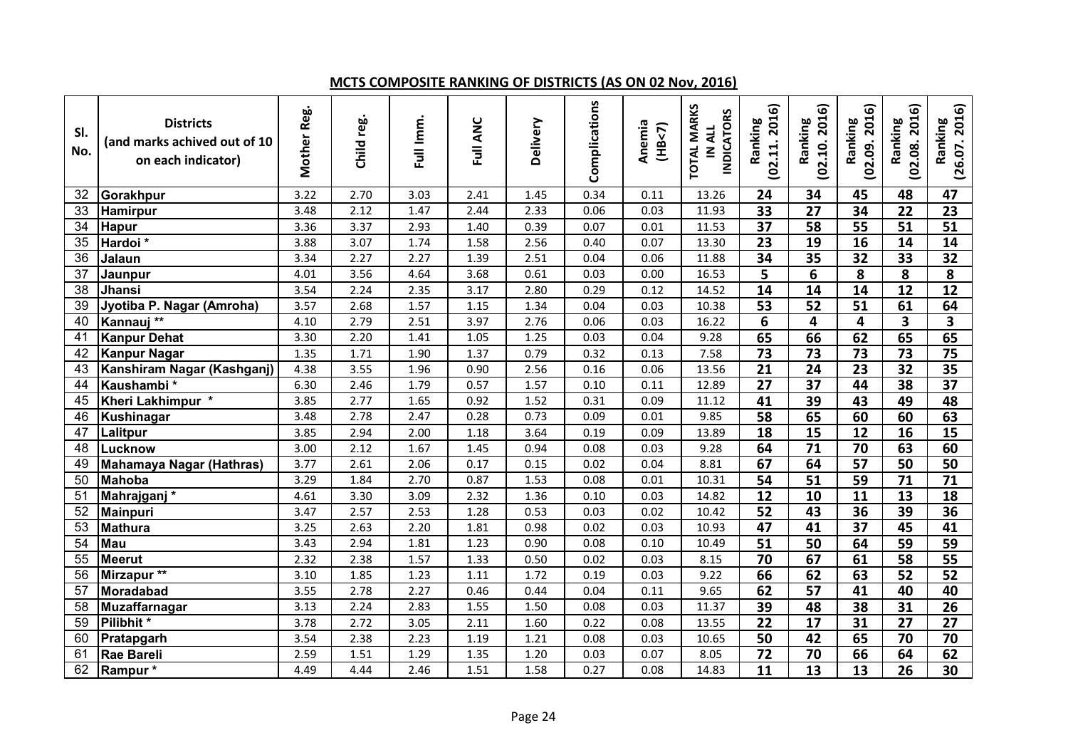## MCTS COMPOSITE RANKING OF DISTRICTS (AS ON 02 Nov, 2016)

| Sl. No. | Districts (and marks achived out of 10 on each indicator) | Mother Reg. | Child reg. | Full Imm. | Full ANC | Delivery | Complications | Anemia (HB<7) | TOTAL MARKS IN ALL INDICATORS | Ranking (02.11. 2016) | Ranking (02.10. 2016) | Ranking (02.09. 2016) | Ranking (02.08. 2016) | Ranking (26.07. 2016) |
|---|---|---|---|---|---|---|---|---|---|---|---|---|---|---|
| 32 | **Gorakhpur** | 3.22 | 2.70 | 3.03 | 2.41 | 1.45 | 0.34 | 0.11 | 13.26 | **24** | **34** | **45** | **48** | **47** |
| 33 | **Hamirpur** | 3.48 | 2.12 | 1.47 | 2.44 | 2.33 | 0.06 | 0.03 | 11.93 | **33** | **27** | **34** | **22** | **23** |
| 34 | **Hapur** | 3.36 | 3.37 | 2.93 | 1.40 | 0.39 | 0.07 | 0.01 | 11.53 | **37** | **58** | **55** | **51** | **51** |
| 35 | **Hardoi \*** | 3.88 | 3.07 | 1.74 | 1.58 | 2.56 | 0.40 | 0.07 | 13.30 | **23** | **19** | **16** | **14** | **14** |
| 36 | **Jalaun** | 3.34 | 2.27 | 2.27 | 1.39 | 2.51 | 0.04 | 0.06 | 11.88 | **34** | **35** | **32** | **33** | **32** |
| 37 | **Jaunpur** | 4.01 | 3.56 | 4.64 | 3.68 | 0.61 | 0.03 | 0.00 | 16.53 | **5** | **6** | **8** | **8** | **8** |
| 38 | **Jhansi** | 3.54 | 2.24 | 2.35 | 3.17 | 2.80 | 0.29 | 0.12 | 14.52 | **14** | **14** | **14** | **12** | **12** |
| 39 | **Jyotiba P. Nagar (Amroha)** | 3.57 | 2.68 | 1.57 | 1.15 | 1.34 | 0.04 | 0.03 | 10.38 | **53** | **52** | **51** | **61** | **64** |
| 40 | **Kannauj \*\*** | 4.10 | 2.79 | 2.51 | 3.97 | 2.76 | 0.06 | 0.03 | 16.22 | **6** | **4** | **4** | **3** | **3** |
| 41 | **Kanpur Dehat** | 3.30 | 2.20 | 1.41 | 1.05 | 1.25 | 0.03 | 0.04 | 9.28 | **65** | **66** | **62** | **65** | **65** |
| 42 | **Kanpur Nagar** | 1.35 | 1.71 | 1.90 | 1.37 | 0.79 | 0.32 | 0.13 | 7.58 | **73** | **73** | **73** | **73** | **75** |
| 43 | **Kanshiram Nagar (Kashganj)** | 4.38 | 3.55 | 1.96 | 0.90 | 2.56 | 0.16 | 0.06 | 13.56 | **21** | **24** | **23** | **32** | **35** |
| 44 | **Kaushambi \*** | 6.30 | 2.46 | 1.79 | 0.57 | 1.57 | 0.10 | 0.11 | 12.89 | **27** | **37** | **44** | **38** | **37** |
| 45 | **Kheri Lakhimpur \*** | 3.85 | 2.77 | 1.65 | 0.92 | 1.52 | 0.31 | 0.09 | 11.12 | **41** | **39** | **43** | **49** | **48** |
| 46 | **Kushinagar** | 3.48 | 2.78 | 2.47 | 0.28 | 0.73 | 0.09 | 0.01 | 9.85 | **58** | **65** | **60** | **60** | **63** |
| 47 | **Lalitpur** | 3.85 | 2.94 | 2.00 | 1.18 | 3.64 | 0.19 | 0.09 | 13.89 | **18** | **15** | **12** | **16** | **15** |
| 48 | **Lucknow** | 3.00 | 2.12 | 1.67 | 1.45 | 0.94 | 0.08 | 0.03 | 9.28 | **64** | **71** | **70** | **63** | **60** |
| 49 | **Mahamaya Nagar (Hathras)** | 3.77 | 2.61 | 2.06 | 0.17 | 0.15 | 0.02 | 0.04 | 8.81 | **67** | **64** | **57** | **50** | **50** |
| 50 | **Mahoba** | 3.29 | 1.84 | 2.70 | 0.87 | 1.53 | 0.08 | 0.01 | 10.31 | **54** | **51** | **59** | **71** | **71** |
| 51 | **Mahrajganj \*** | 4.61 | 3.30 | 3.09 | 2.32 | 1.36 | 0.10 | 0.03 | 14.82 | **12** | **10** | **11** | **13** | **18** |
| 52 | **Mainpuri** | 3.47 | 2.57 | 2.53 | 1.28 | 0.53 | 0.03 | 0.02 | 10.42 | **52** | **43** | **36** | **39** | **36** |
| 53 | **Mathura** | 3.25 | 2.63 | 2.20 | 1.81 | 0.98 | 0.02 | 0.03 | 10.93 | **47** | **41** | **37** | **45** | **41** |
| 54 | **Mau** | 3.43 | 2.94 | 1.81 | 1.23 | 0.90 | 0.08 | 0.10 | 10.49 | **51** | **50** | **64** | **59** | **59** |
| 55 | **Meerut** | 2.32 | 2.38 | 1.57 | 1.33 | 0.50 | 0.02 | 0.03 | 8.15 | **70** | **67** | **61** | **58** | **55** |
| 56 | **Mirzapur \*\*** | 3.10 | 1.85 | 1.23 | 1.11 | 1.72 | 0.19 | 0.03 | 9.22 | **66** | **62** | **63** | **52** | **52** |
| 57 | **Moradabad** | 3.55 | 2.78 | 2.27 | 0.46 | 0.44 | 0.04 | 0.11 | 9.65 | **62** | **57** | **41** | **40** | **40** |
| 58 | **Muzaffarnagar** | 3.13 | 2.24 | 2.83 | 1.55 | 1.50 | 0.08 | 0.03 | 11.37 | **39** | **48** | **38** | **31** | **26** |
| 59 | **Pilibhit \*** | 3.78 | 2.72 | 3.05 | 2.11 | 1.60 | 0.22 | 0.08 | 13.55 | **22** | **17** | **31** | **27** | **27** |
| 60 | **Pratapgarh** | 3.54 | 2.38 | 2.23 | 1.19 | 1.21 | 0.08 | 0.03 | 10.65 | **50** | **42** | **65** | **70** | **70** |
| 61 | **Rae Bareli** | 2.59 | 1.51 | 1.29 | 1.35 | 1.20 | 0.03 | 0.07 | 8.05 | **72** | **70** | **66** | **64** | **62** |
| 62 | **Rampur \*** | 4.49 | 4.44 | 2.46 | 1.51 | 1.58 | 0.27 | 0.08 | 14.83 | **11** | **13** | **13** | **26** | **30** |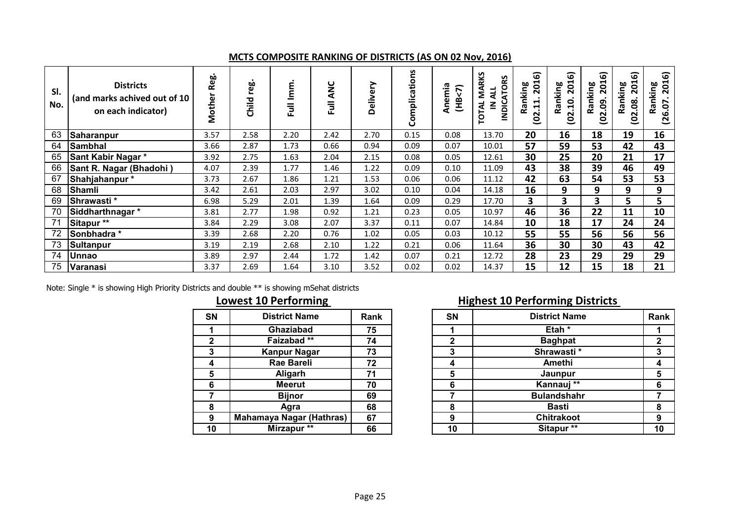## MCTS COMPOSITE RANKING OF DISTRICTS (AS ON 02 Nov, 2016)

| Sl. No. | Districts (and marks achived out of 10 on each indicator) | Mother Reg. | Child reg. | Full Imm. | Full ANC | Delivery | Complications | Anemia (HB<7) | TOTAL MARKS IN ALL INDICATORS | Ranking (02.11. 2016) | Ranking (02.10. 2016) | Ranking (02.09. 2016) | Ranking (02.08. 2016) | Ranking (26.07. 2016) |
|---|---|---|---|---|---|---|---|---|---|---|---|---|---|---|
| 63 | Saharanpur | 3.57 | 2.58 | 2.20 | 2.42 | 2.70 | 0.15 | 0.08 | 13.70 | 20 | 16 | 18 | 19 | 16 |
| 64 | Sambhal | 3.66 | 2.87 | 1.73 | 0.66 | 0.94 | 0.09 | 0.07 | 10.01 | 57 | 59 | 53 | 42 | 43 |
| 65 | Sant Kabir Nagar * | 3.92 | 2.75 | 1.63 | 2.04 | 2.15 | 0.08 | 0.05 | 12.61 | 30 | 25 | 20 | 21 | 17 |
| 66 | Sant R. Nagar (Bhadohi ) | 4.07 | 2.39 | 1.77 | 1.46 | 1.22 | 0.09 | 0.10 | 11.09 | 43 | 38 | 39 | 46 | 49 |
| 67 | Shahjahanpur * | 3.73 | 2.67 | 1.86 | 1.21 | 1.53 | 0.06 | 0.06 | 11.12 | 42 | 63 | 54 | 53 | 53 |
| 68 | Shamli | 3.42 | 2.61 | 2.03 | 2.97 | 3.02 | 0.10 | 0.04 | 14.18 | 16 | 9 | 9 | 9 | 9 |
| 69 | Shrawasti * | 6.98 | 5.29 | 2.01 | 1.39 | 1.64 | 0.09 | 0.29 | 17.70 | 3 | 3 | 3 | 5 | 5 |
| 70 | Siddharthnagar * | 3.81 | 2.77 | 1.98 | 0.92 | 1.21 | 0.23 | 0.05 | 10.97 | 46 | 36 | 22 | 11 | 10 |
| 71 | Sitapur ** | 3.84 | 2.29 | 3.08 | 2.07 | 3.37 | 0.11 | 0.07 | 14.84 | 10 | 18 | 17 | 24 | 24 |
| 72 | Sonbhadra * | 3.39 | 2.68 | 2.20 | 0.76 | 1.02 | 0.05 | 0.03 | 10.12 | 55 | 55 | 56 | 56 | 56 |
| 73 | Sultanpur | 3.19 | 2.19 | 2.68 | 2.10 | 1.22 | 0.21 | 0.06 | 11.64 | 36 | 30 | 30 | 43 | 42 |
| 74 | Unnao | 3.89 | 2.97 | 2.44 | 1.72 | 1.42 | 0.07 | 0.21 | 12.72 | 28 | 23 | 29 | 29 | 29 |
| 75 | Varanasi | 3.37 | 2.69 | 1.64 | 3.10 | 3.52 | 0.02 | 0.02 | 14.37 | 15 | 12 | 15 | 18 | 21 |

Note: Single * is showing High Priority Districts and double ** is showing mSehat districts

### Lowest 10 Performing

| SN | District Name | Rank |
|---|---|---|
| 1 | Ghaziabad | 75 |
| 2 | Faizabad ** | 74 |
| 3 | Kanpur Nagar | 73 |
| 4 | Rae Bareli | 72 |
| 5 | Aligarh | 71 |
| 6 | Meerut | 70 |
| 7 | Bijnor | 69 |
| 8 | Agra | 68 |
| 9 | Mahamaya Nagar (Hathras) | 67 |
| 10 | Mirzapur ** | 66 |

### Highest 10 Performing Districts

| SN | District Name | Rank |
|---|---|---|
| 1 | Etah * | 1 |
| 2 | Baghpat | 2 |
| 3 | Shrawasti * | 3 |
| 4 | Amethi | 4 |
| 5 | Jaunpur | 5 |
| 6 | Kannauj ** | 6 |
| 7 | Bulandshahr | 7 |
| 8 | Basti | 8 |
| 9 | Chitrakoot | 9 |
| 10 | Sitapur ** | 10 |